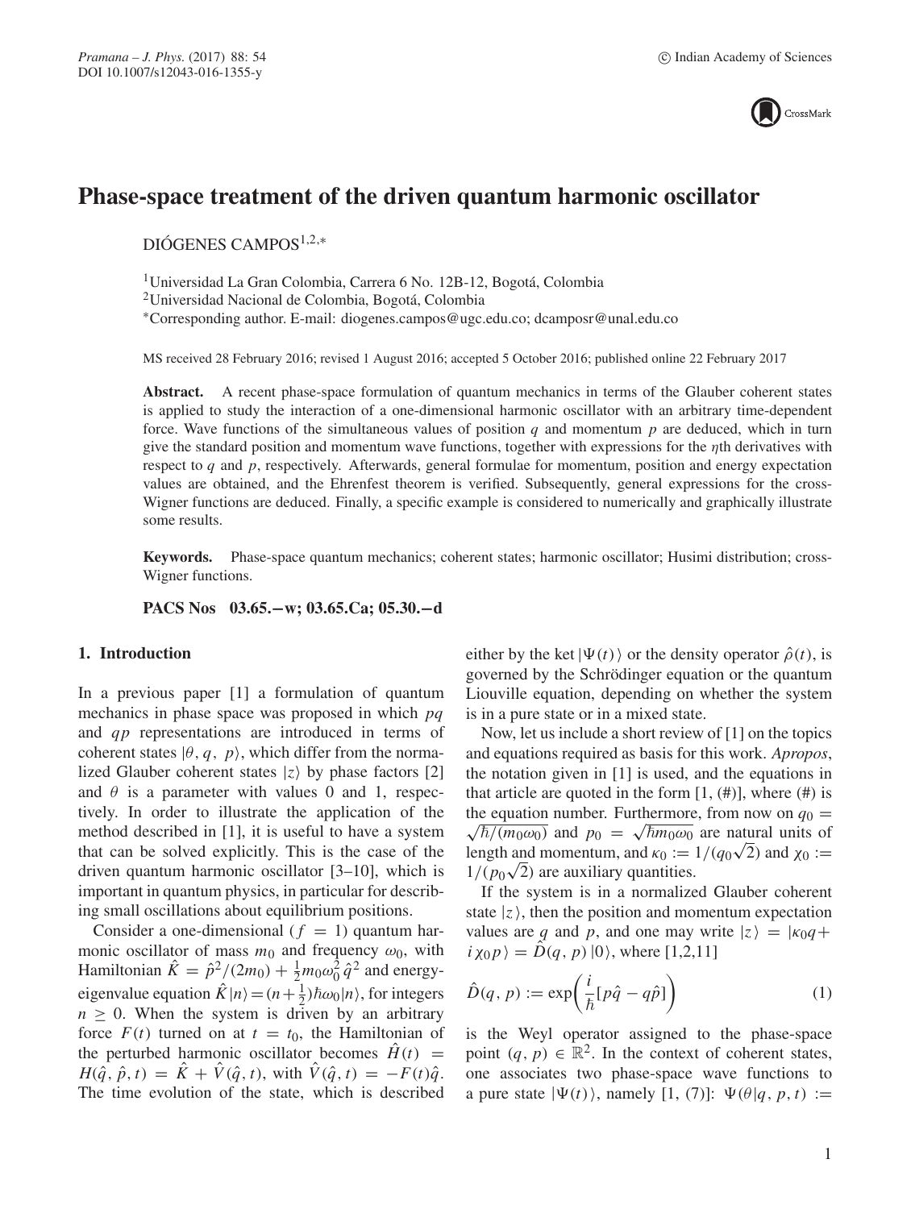# Phase-space treatment of the driven quantum harmonic oscillator

DIÓGENES CAMPOS[1,2,*]

[1]Universidad La Gran Colombia, Carrera 6 No. 12B-12, Bogotá, Colombia
[2]Universidad Nacional de Colombia, Bogotá, Colombia
[*]Corresponding author. E-mail: diogenes.campos@ugc.edu.co; dcamposr@unal.edu.co

MS received 28 February 2016; revised 1 August 2016; accepted 5 October 2016; published online 22 February 2017

**Abstract.** A recent phase-space formulation of quantum mechanics in terms of the Glauber coherent states is applied to study the interaction of a one-dimensional harmonic oscillator with an arbitrary time-dependent force. Wave functions of the simultaneous values of position $q$ and momentum $p$ are deduced, which in turn give the standard position and momentum wave functions, together with expressions for the $\eta$th derivatives with respect to $q$ and $p$, respectively. Afterwards, general formulae for momentum, position and energy expectation values are obtained, and the Ehrenfest theorem is verified. Subsequently, general expressions for the cross-Wigner functions are deduced. Finally, a specific example is considered to numerically and graphically illustrate some results.

**Keywords.** Phase-space quantum mechanics; coherent states; harmonic oscillator; Husimi distribution; cross-Wigner functions.

**PACS Nos 03.65.−w; 03.65.Ca; 05.30.−d**

## 1. Introduction

In a previous paper [1] a formulation of quantum mechanics in phase space was proposed in which $pq$ and $qp$ representations are introduced in terms of coherent states $|\theta, q, p\rangle$, which differ from the normalized Glauber coherent states $|z\rangle$ by phase factors [2] and $\theta$ is a parameter with values 0 and 1, respectively. In order to illustrate the application of the method described in [1], it is useful to have a system that can be solved explicitly. This is the case of the driven quantum harmonic oscillator [3–10], which is important in quantum physics, in particular for describing small oscillations about equilibrium positions.

Consider a one-dimensional ($f = 1$) quantum harmonic oscillator of mass $m_0$ and frequency $\omega_0$, with Hamiltonian $\hat{K} = \hat{p}^2/(2m_0) + \frac{1}{2}m_0\omega_0^2\hat{q}^2$ and energy-eigenvalue equation $\hat{K}|n\rangle = (n+\frac{1}{2})\hbar\omega_0|n\rangle$, for integers $n \geq 0$. When the system is driven by an arbitrary force $F(t)$ turned on at $t = t_0$, the Hamiltonian of the perturbed harmonic oscillator becomes $\hat{H}(t) = H(\hat{q}, \hat{p}, t) = \hat{K} + \hat{V}(\hat{q}, t)$, with $\hat{V}(\hat{q}, t) = -F(t)\hat{q}$. The time evolution of the state, which is described either by the ket $|\Psi(t)\rangle$ or the density operator $\hat{\rho}(t)$, is governed by the Schrödinger equation or the quantum Liouville equation, depending on whether the system is in a pure state or in a mixed state.

Now, let us include a short review of [1] on the topics and equations required as basis for this work. *Apropos*, the notation given in [1] is used, and the equations in that article are quoted in the form [1, (#)], where (#) is the equation number. Furthermore, from now on $q_0 = \sqrt{\hbar/(m_0\omega_0)}$ and $p_0 = \sqrt{\hbar m_0\omega_0}$ are natural units of length and momentum, and $\kappa_0 := 1/(q_0\sqrt{2})$ and $\chi_0 := 1/(p_0\sqrt{2})$ are auxiliary quantities.

If the system is in a normalized Glauber coherent state $|z\rangle$, then the position and momentum expectation values are $q$ and $p$, and one may write $|z\rangle = |\kappa_0 q + i\chi_0 p\rangle = \hat{D}(q, p)\,|0\rangle$, where [1,2,11]

$$\hat{D}(q, p) := \exp\left(\frac{i}{\hbar}[p\hat{q} - q\hat{p}]\right) \tag{1}$$

is the Weyl operator assigned to the phase-space point $(q, p) \in \mathbb{R}^2$. In the context of coherent states, one associates two phase-space wave functions to a pure state $|\Psi(t)\rangle$, namely [1, (7)]: $\Psi(\theta|q, p, t) :=$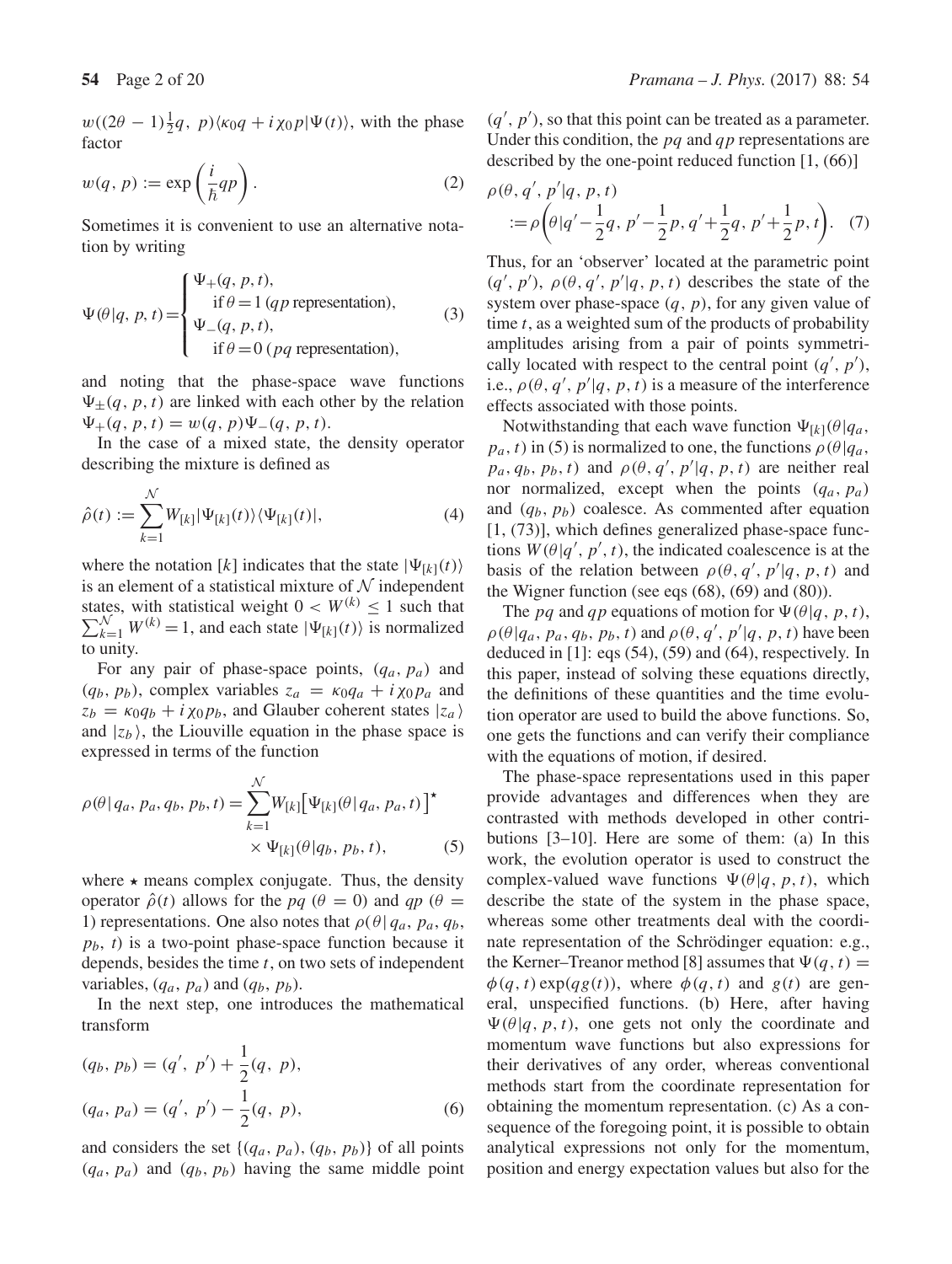$w((2\theta - 1)\frac{1}{2}q,\ p)\langle \kappa_0 q + i\chi_0 p|\Psi(t)\rangle$, with the phase factor

$$w(q, p) := \exp\left(\frac{i}{\hbar}qp\right). \quad (2)$$

Sometimes it is convenient to use an alternative notation by writing

$$\Psi(\theta|q, p, t) = \begin{cases} \Psi_+(q, p, t), \\ \quad \text{if } \theta = 1 \ (qp \text{ representation}), \\ \Psi_-(q, p, t), \\ \quad \text{if } \theta = 0 \ (pq \text{ representation}), \end{cases} \quad (3)$$

and noting that the phase-space wave functions $\Psi_\pm(q, p, t)$ are linked with each other by the relation $\Psi_+(q, p, t) = w(q, p)\Psi_-(q, p, t)$.

In the case of a mixed state, the density operator describing the mixture is defined as

$$\hat{\rho}(t) := \sum_{k=1}^{\mathcal{N}} W_{[k]}|\Psi_{[k]}(t)\rangle\langle\Psi_{[k]}(t)|, \quad (4)$$

where the notation $[k]$ indicates that the state $|\Psi_{[k]}(t)\rangle$ is an element of a statistical mixture of $\mathcal{N}$ independent states, with statistical weight $0 < W^{(k)} \leq 1$ such that $\sum_{k=1}^{\mathcal{N}} W^{(k)} = 1$, and each state $|\Psi_{[k]}(t)\rangle$ is normalized to unity.

For any pair of phase-space points, $(q_a, p_a)$ and $(q_b, p_b)$, complex variables $z_a = \kappa_0 q_a + i\chi_0 p_a$ and $z_b = \kappa_0 q_b + i\chi_0 p_b$, and Glauber coherent states $|z_a\rangle$ and $|z_b\rangle$, the Liouville equation in the phase space is expressed in terms of the function

$$\rho(\theta|q_a, p_a, q_b, p_b, t) = \sum_{k=1}^{\mathcal{N}} W_{[k]}\left[\Psi_{[k]}(\theta|q_a, p_a, t)\right]^\star \times \Psi_{[k]}(\theta|q_b, p_b, t), \quad (5)$$

where $\star$ means complex conjugate. Thus, the density operator $\hat{\rho}(t)$ allows for the $pq$ ($\theta = 0$) and $qp$ ($\theta = 1$) representations. One also notes that $\rho(\theta|q_a, p_a, q_b, p_b, t)$ is a two-point phase-space function because it depends, besides the time $t$, on two sets of independent variables, $(q_a, p_a)$ and $(q_b, p_b)$.

In the next step, one introduces the mathematical transform

$$(q_b, p_b) = (q', p') + \frac{1}{2}(q, p),$$
$$(q_a, p_a) = (q', p') - \frac{1}{2}(q, p), \quad (6)$$

and considers the set $\{(q_a, p_a), (q_b, p_b)\}$ of all points $(q_a, p_a)$ and $(q_b, p_b)$ having the same middle point $(q', p')$, so that this point can be treated as a parameter. Under this condition, the $pq$ and $qp$ representations are described by the one-point reduced function [1, (66)]

$$\rho(\theta, q', p'|q, p, t) := \rho\left(\theta|q' - \frac{1}{2}q, p' - \frac{1}{2}p, q' + \frac{1}{2}q, p' + \frac{1}{2}p, t\right). \quad (7)$$

Thus, for an 'observer' located at the parametric point $(q', p')$, $\rho(\theta, q', p'|q, p, t)$ describes the state of the system over phase-space $(q, p)$, for any given value of time $t$, as a weighted sum of the products of probability amplitudes arising from a pair of points symmetrically located with respect to the central point $(q', p')$, i.e., $\rho(\theta, q', p'|q, p, t)$ is a measure of the interference effects associated with those points.

Notwithstanding that each wave function $\Psi_{[k]}(\theta|q_a, p_a, t)$ in (5) is normalized to one, the functions $\rho(\theta|q_a, p_a, q_b, p_b, t)$ and $\rho(\theta, q', p'|q, p, t)$ are neither real nor normalized, except when the points $(q_a, p_a)$ and $(q_b, p_b)$ coalesce. As commented after equation [1, (73)], which defines generalized phase-space functions $W(\theta|q', p', t)$, the indicated coalescence is at the basis of the relation between $\rho(\theta, q', p'|q, p, t)$ and the Wigner function (see eqs (68), (69) and (80)).

The $pq$ and $qp$ equations of motion for $\Psi(\theta|q, p, t)$, $\rho(\theta|q_a, p_a, q_b, p_b, t)$ and $\rho(\theta, q', p'|q, p, t)$ have been deduced in [1]: eqs (54), (59) and (64), respectively. In this paper, instead of solving these equations directly, the definitions of these quantities and the time evolution operator are used to build the above functions. So, one gets the functions and can verify their compliance with the equations of motion, if desired.

The phase-space representations used in this paper provide advantages and differences when they are contrasted with methods developed in other contributions [3–10]. Here are some of them: (a) In this work, the evolution operator is used to construct the complex-valued wave functions $\Psi(\theta|q, p, t)$, which describe the state of the system in the phase space, whereas some other treatments deal with the coordinate representation of the Schrödinger equation: e.g., the Kerner–Treanor method [8] assumes that $\Psi(q, t) = \phi(q, t)\exp(qg(t))$, where $\phi(q, t)$ and $g(t)$ are general, unspecified functions. (b) Here, after having $\Psi(\theta|q, p, t)$, one gets not only the coordinate and momentum wave functions but also expressions for their derivatives of any order, whereas conventional methods start from the coordinate representation for obtaining the momentum representation. (c) As a consequence of the foregoing point, it is possible to obtain analytical expressions not only for the momentum, position and energy expectation values but also for the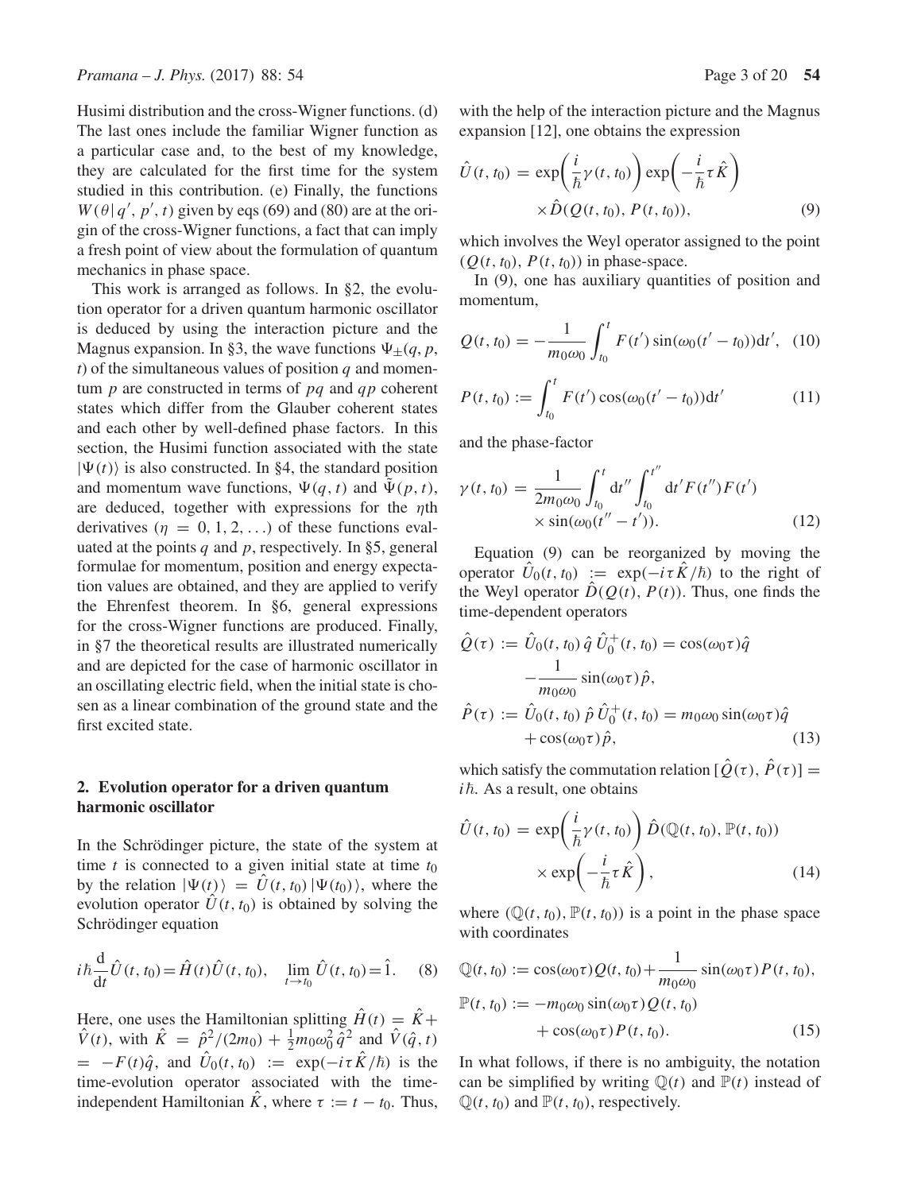Husimi distribution and the cross-Wigner functions. (d) The last ones include the familiar Wigner function as a particular case and, to the best of my knowledge, they are calculated for the first time for the system studied in this contribution. (e) Finally, the functions $W(\theta|\, q', p', t)$ given by eqs (69) and (80) are at the origin of the cross-Wigner functions, a fact that can imply a fresh point of view about the formulation of quantum mechanics in phase space.

This work is arranged as follows. In §2, the evolution operator for a driven quantum harmonic oscillator is deduced by using the interaction picture and the Magnus expansion. In §3, the wave functions $\Psi_{\pm}(q, p, t)$ of the simultaneous values of position $q$ and momentum $p$ are constructed in terms of $pq$ and $qp$ coherent states which differ from the Glauber coherent states and each other by well-defined phase factors. In this section, the Husimi function associated with the state $|\Psi(t)\rangle$ is also constructed. In §4, the standard position and momentum wave functions, $\Psi(q, t)$ and $\tilde{\Psi}(p, t)$, are deduced, together with expressions for the $\eta$th derivatives ($\eta = 0, 1, 2, \ldots$) of these functions evaluated at the points $q$ and $p$, respectively. In §5, general formulae for momentum, position and energy expectation values are obtained, and they are applied to verify the Ehrenfest theorem. In §6, general expressions for the cross-Wigner functions are produced. Finally, in §7 the theoretical results are illustrated numerically and are depicted for the case of harmonic oscillator in an oscillating electric field, when the initial state is chosen as a linear combination of the ground state and the first excited state.

## 2. Evolution operator for a driven quantum harmonic oscillator

In the Schrödinger picture, the state of the system at time $t$ is connected to a given initial state at time $t_0$ by the relation $|\Psi(t)\rangle = \hat{U}(t, t_0)\,|\Psi(t_0)\rangle$, where the evolution operator $\hat{U}(t, t_0)$ is obtained by solving the Schrödinger equation

$$i\hbar \frac{\mathrm{d}}{\mathrm{d}t}\hat{U}(t, t_0) = \hat{H}(t)\hat{U}(t, t_0), \quad \lim_{t\to t_0}\hat{U}(t, t_0) = \hat{1}. \tag{8}$$

Here, one uses the Hamiltonian splitting $\hat{H}(t) = \hat{K} + \hat{V}(t)$, with $\hat{K} = \hat{p}^2/(2m_0) + \frac{1}{2}m_0\omega_0^2\hat{q}^2$ and $\hat{V}(\hat{q}, t) = -F(t)\hat{q}$, and $\hat{U}_0(t, t_0) := \exp(-i\tau\hat{K}/\hbar)$ is the time-evolution operator associated with the time-independent Hamiltonian $\hat{K}$, where $\tau := t - t_0$. Thus, with the help of the interaction picture and the Magnus expansion [12], one obtains the expression

$$\hat{U}(t, t_0) = \exp\left(\frac{i}{\hbar}\gamma(t, t_0)\right)\exp\left(-\frac{i}{\hbar}\tau\hat{K}\right) \times \hat{D}(Q(t, t_0), P(t, t_0)), \tag{9}$$

which involves the Weyl operator assigned to the point $(Q(t, t_0), P(t, t_0))$ in phase-space.

In (9), one has auxiliary quantities of position and momentum,

$$Q(t, t_0) = -\frac{1}{m_0\omega_0}\int_{t_0}^{t} F(t')\sin(\omega_0(t' - t_0))\mathrm{d}t', \tag{10}$$

$$P(t, t_0) := \int_{t_0}^{t} F(t')\cos(\omega_0(t' - t_0))\mathrm{d}t' \tag{11}$$

and the phase-factor

$$\gamma(t, t_0) = \frac{1}{2m_0\omega_0}\int_{t_0}^{t}\mathrm{d}t''\int_{t_0}^{t''}\mathrm{d}t' F(t'')F(t') \times \sin(\omega_0(t'' - t')). \tag{12}$$

Equation (9) can be reorganized by moving the operator $\hat{U}_0(t, t_0) := \exp(-i\tau\hat{K}/\hbar)$ to the right of the Weyl operator $\hat{D}(Q(t), P(t))$. Thus, one finds the time-dependent operators

$$\begin{aligned}
\hat{Q}(\tau) &:= \hat{U}_0(t, t_0)\,\hat{q}\,\hat{U}_0^{+}(t, t_0) = \cos(\omega_0\tau)\hat{q} - \frac{1}{m_0\omega_0}\sin(\omega_0\tau)\hat{p}, \\
\hat{P}(\tau) &:= \hat{U}_0(t, t_0)\,\hat{p}\,\hat{U}_0^{+}(t, t_0) = m_0\omega_0\sin(\omega_0\tau)\hat{q} + \cos(\omega_0\tau)\hat{p},
\end{aligned} \tag{13}$$

which satisfy the commutation relation $[\hat{Q}(\tau), \hat{P}(\tau)] = i\hbar$. As a result, one obtains

$$\hat{U}(t, t_0) = \exp\left(\frac{i}{\hbar}\gamma(t, t_0)\right)\hat{D}(\mathbb{Q}(t, t_0), \mathbb{P}(t, t_0)) \times \exp\left(-\frac{i}{\hbar}\tau\hat{K}\right), \tag{14}$$

where $(\mathbb{Q}(t, t_0), \mathbb{P}(t, t_0))$ is a point in the phase space with coordinates

$$\begin{aligned}
\mathbb{Q}(t, t_0) &:= \cos(\omega_0\tau)Q(t, t_0) + \frac{1}{m_0\omega_0}\sin(\omega_0\tau)P(t, t_0), \\
\mathbb{P}(t, t_0) &:= -m_0\omega_0\sin(\omega_0\tau)Q(t, t_0) + \cos(\omega_0\tau)P(t, t_0).
\end{aligned} \tag{15}$$

In what follows, if there is no ambiguity, the notation can be simplified by writing $\mathbb{Q}(t)$ and $\mathbb{P}(t)$ instead of $\mathbb{Q}(t, t_0)$ and $\mathbb{P}(t, t_0)$, respectively.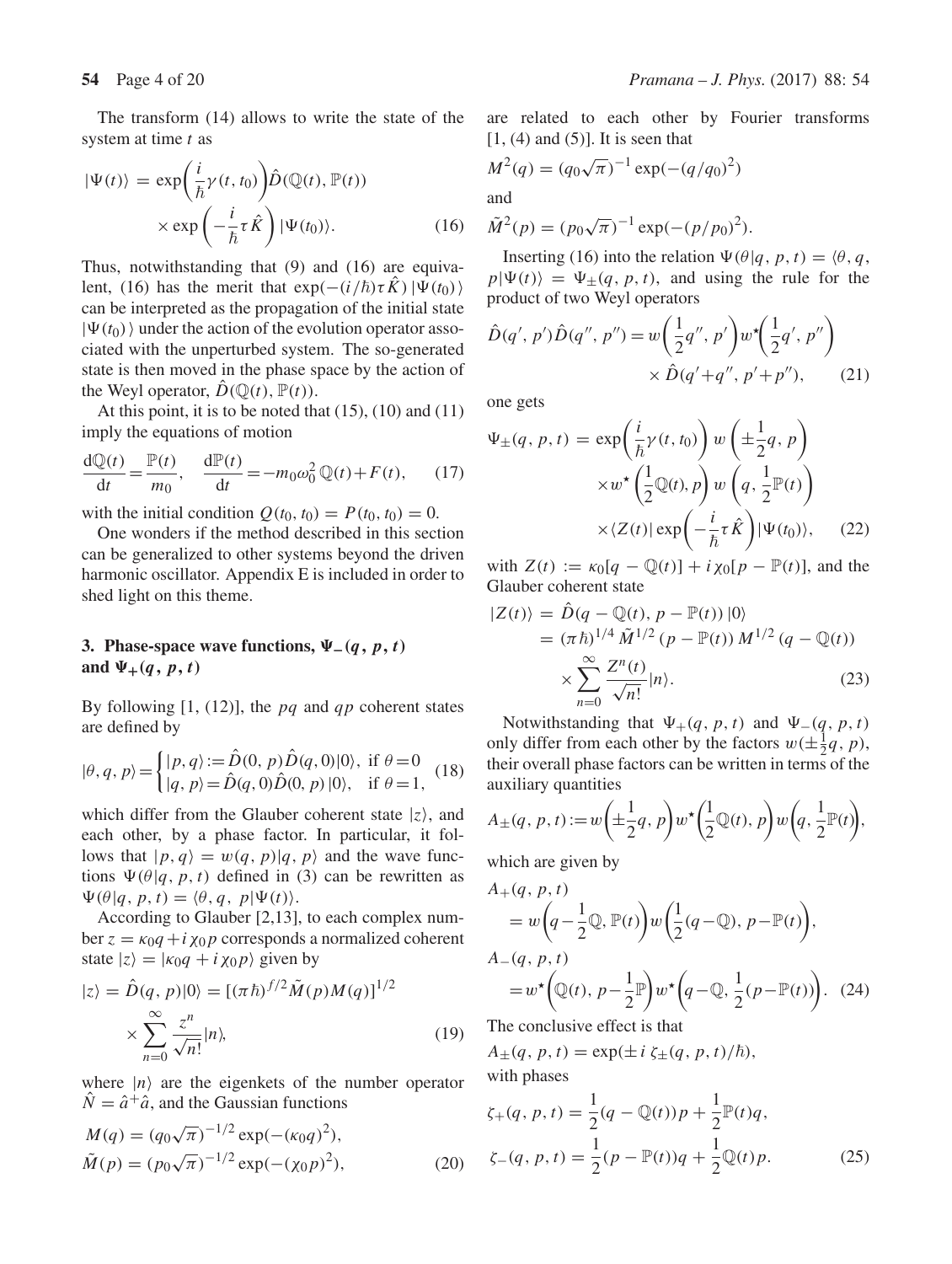The transform (14) allows to write the state of the system at time $t$ as

$$|\Psi(t)\rangle = \exp\left(\frac{i}{\hbar}\gamma(t,t_0)\right)\hat{D}(\mathbb{Q}(t),\mathbb{P}(t)) \times \exp\left(-\frac{i}{\hbar}\tau\hat{K}\right)|\Psi(t_0)\rangle. \quad (16)$$

Thus, notwithstanding that (9) and (16) are equivalent, (16) has the merit that $\exp(-(i/\hbar)\tau\hat{K})\,|\Psi(t_0)\rangle$ can be interpreted as the propagation of the initial state $|\Psi(t_0)\rangle$ under the action of the evolution operator associated with the unperturbed system. The so-generated state is then moved in the phase space by the action of the Weyl operator, $\hat{D}(\mathbb{Q}(t),\mathbb{P}(t))$.

At this point, it is to be noted that (15), (10) and (11) imply the equations of motion

$$\frac{\mathrm{d}\mathbb{Q}(t)}{\mathrm{d}t} = \frac{\mathbb{P}(t)}{m_0}, \quad \frac{\mathrm{d}\mathbb{P}(t)}{\mathrm{d}t} = -m_0\omega_0^2\,\mathbb{Q}(t) + F(t), \quad (17)$$

with the initial condition $Q(t_0,t_0) = P(t_0,t_0) = 0$.

One wonders if the method described in this section can be generalized to other systems beyond the driven harmonic oscillator. Appendix E is included in order to shed light on this theme.

## 3. Phase-space wave functions, $\Psi_-(q,p,t)$ and $\Psi_+(q,p,t)$

By following [1, (12)], the $pq$ and $qp$ coherent states are defined by

$$|\theta,q,p\rangle = \begin{cases} |p,q\rangle := \hat{D}(0,p)\hat{D}(q,0)|0\rangle, & \text{if } \theta = 0 \\ |q,p\rangle = \hat{D}(q,0)\hat{D}(0,p)\,|0\rangle, & \text{if } \theta = 1, \end{cases} \quad (18)$$

which differ from the Glauber coherent state $|z\rangle$, and each other, by a phase factor. In particular, it follows that $|p,q\rangle = w(q,p)|q,p\rangle$ and the wave functions $\Psi(\theta|q,p,t)$ defined in (3) can be rewritten as $\Psi(\theta|q,p,t) = \langle\theta,q,\ p|\Psi(t)\rangle$.

According to Glauber [2,13], to each complex number $z = \kappa_0 q + i\chi_0 p$ corresponds a normalized coherent state $|z\rangle = |\kappa_0 q + i\chi_0 p\rangle$ given by

$$|z\rangle = \hat{D}(q,p)|0\rangle = [(\pi\hbar)^{f/2}\tilde{M}(p)M(q)]^{1/2} \times \sum_{n=0}^{\infty}\frac{z^n}{\sqrt{n!}}|n\rangle, \quad (19)$$

where $|n\rangle$ are the eigenkets of the number operator $\hat{N} = \hat{a}^+\hat{a}$, and the Gaussian functions

$$M(q) = (q_0\sqrt{\pi})^{-1/2}\exp(-(\kappa_0 q)^2),$$
$$\tilde{M}(p) = (p_0\sqrt{\pi})^{-1/2}\exp(-(\chi_0 p)^2), \quad (20)$$

are related to each other by Fourier transforms [1, (4) and (5)]. It is seen that

$$M^2(q) = (q_0\sqrt{\pi})^{-1}\exp(-(q/q_0)^2)$$

and

$$\tilde{M}^2(p) = (p_0\sqrt{\pi})^{-1}\exp(-(p/p_0)^2).$$

Inserting (16) into the relation $\Psi(\theta|q,p,t) = \langle\theta,q,p|\Psi(t)\rangle = \Psi_\pm(q,p,t)$, and using the rule for the product of two Weyl operators

$$\hat{D}(q',p')\hat{D}(q'',p'') = w\left(\frac{1}{2}q'',p'\right)w^\star\left(\frac{1}{2}q',p''\right) \times \hat{D}(q'+q'',p'+p''), \quad (21)$$

one gets

$$\Psi_\pm(q,p,t) = \exp\left(\frac{i}{\hbar}\gamma(t,t_0)\right)w\left(\pm\frac{1}{2}q,p\right) \times w^\star\left(\frac{1}{2}\mathbb{Q}(t),p\right)w\left(q,\frac{1}{2}\mathbb{P}(t)\right) \times\langle Z(t)|\exp\left(-\frac{i}{\hbar}\tau\hat{K}\right)|\Psi(t_0)\rangle, \quad (22)$$

with $Z(t) := \kappa_0[q-\mathbb{Q}(t)] + i\chi_0[p-\mathbb{P}(t)]$, and the Glauber coherent state

$$|Z(t)\rangle = \hat{D}(q-\mathbb{Q}(t),p-\mathbb{P}(t))\,|0\rangle = (\pi\hbar)^{1/4}\,\tilde{M}^{1/2}(p-\mathbb{P}(t))\,M^{1/2}(q-\mathbb{Q}(t)) \times\sum_{n=0}^{\infty}\frac{Z^n(t)}{\sqrt{n!}}|n\rangle. \quad (23)$$

Notwithstanding that $\Psi_+(q,p,t)$ and $\Psi_-(q,p,t)$ only differ from each other by the factors $w(\pm\frac{1}{2}q,p)$, their overall phase factors can be written in terms of the auxiliary quantities

$$A_\pm(q,p,t) := w\left(\pm\frac{1}{2}q,p\right)w^\star\left(\frac{1}{2}\mathbb{Q}(t),p\right)w\left(q,\frac{1}{2}\mathbb{P}(t)\right),$$

which are given by

$$A_+(q,p,t) = w\left(q-\frac{1}{2}\mathbb{Q},\mathbb{P}(t)\right)w\left(\frac{1}{2}(q-\mathbb{Q}),p-\mathbb{P}(t)\right),$$
$$A_-(q,p,t) = w^\star\left(\mathbb{Q}(t),p-\frac{1}{2}\mathbb{P}\right)w^\star\left(q-\mathbb{Q},\frac{1}{2}(p-\mathbb{P}(t))\right). \quad (24)$$

The conclusive effect is that

$$A_\pm(q,p,t) = \exp(\pm i\,\zeta_\pm(q,p,t)/\hbar),$$

with phases

$$\zeta_+(q,p,t) = \frac{1}{2}(q-\mathbb{Q}(t))p + \frac{1}{2}\mathbb{P}(t)q,$$
$$\zeta_-(q,p,t) = \frac{1}{2}(p-\mathbb{P}(t))q + \frac{1}{2}\mathbb{Q}(t)p. \quad (25)$$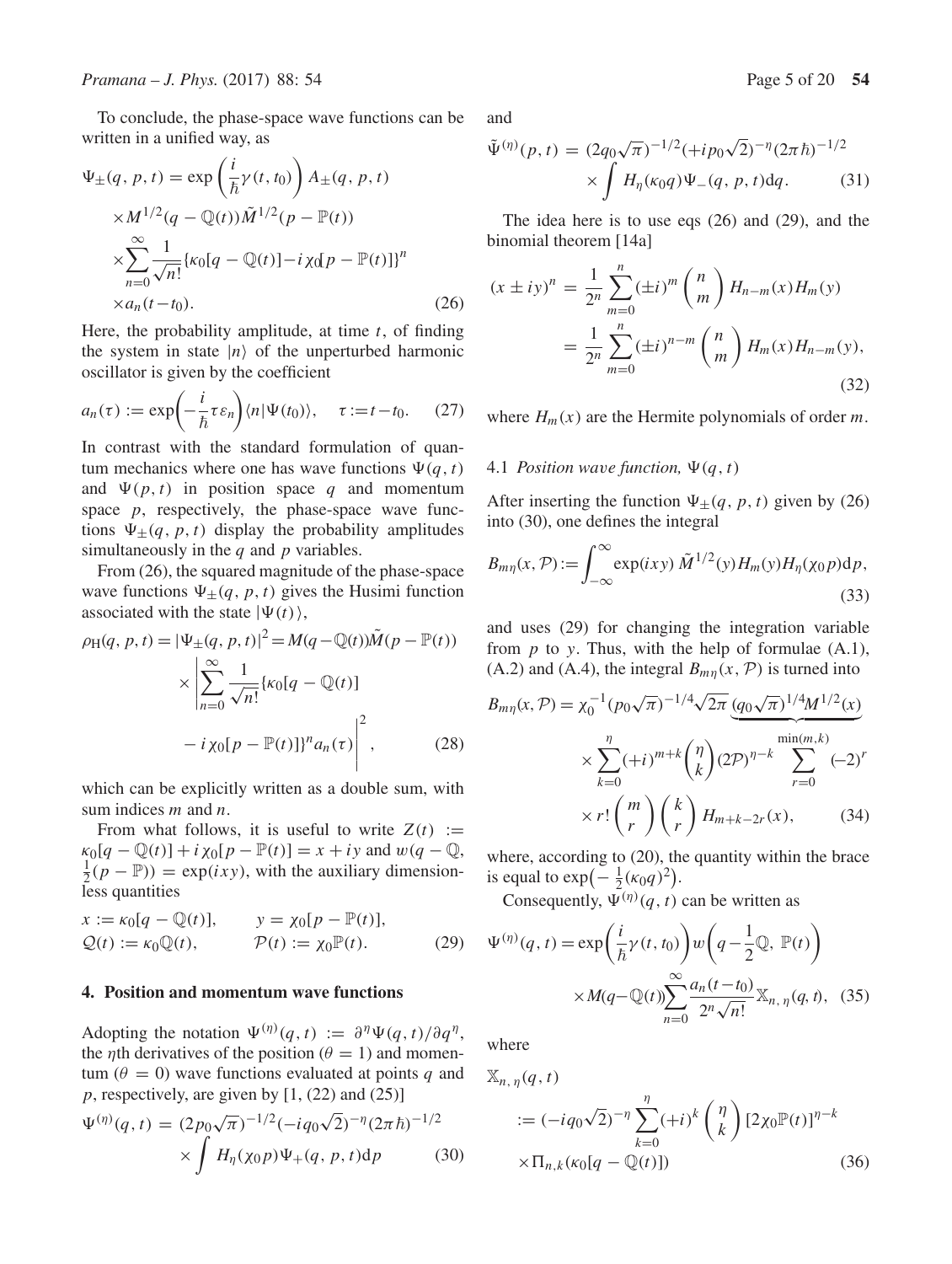To conclude, the phase-space wave functions can be written in a unified way, as

$$\Psi_{\pm}(q, p, t) = \exp\left(\frac{i}{\hbar}\gamma(t, t_0)\right) A_{\pm}(q, p, t) \times M^{1/2}(q - \mathbb{Q}(t))\tilde{M}^{1/2}(p - \mathbb{P}(t)) \times \sum_{n=0}^{\infty} \frac{1}{\sqrt{n!}} \{\kappa_0[q - \mathbb{Q}(t)] - i\chi_0[p - \mathbb{P}(t)]\}^n \times a_n(t - t_0). \tag{26}$$

Here, the probability amplitude, at time $t$, of finding the system in state $|n\rangle$ of the unperturbed harmonic oscillator is given by the coefficient

$$a_n(\tau) := \exp\left(-\frac{i}{\hbar}\tau\varepsilon_n\right)\langle n|\Psi(t_0)\rangle, \quad \tau := t - t_0. \tag{27}$$

In contrast with the standard formulation of quantum mechanics where one has wave functions $\Psi(q, t)$ and $\Psi(p, t)$ in position space $q$ and momentum space $p$, respectively, the phase-space wave functions $\Psi_{\pm}(q, p, t)$ display the probability amplitudes simultaneously in the $q$ and $p$ variables.

From (26), the squared magnitude of the phase-space wave functions $\Psi_{\pm}(q, p, t)$ gives the Husimi function associated with the state $|\Psi(t)\rangle$,

$$\rho_{\mathrm{H}}(q, p, t) = |\Psi_{\pm}(q, p, t)|^2 = M(q - \mathbb{Q}(t))\tilde{M}(p - \mathbb{P}(t)) \times \left| \sum_{n=0}^{\infty} \frac{1}{\sqrt{n!}} \{\kappa_0[q - \mathbb{Q}(t)] - i\chi_0[p - \mathbb{P}(t)]\}^n a_n(\tau) \right|^2, \tag{28}$$

which can be explicitly written as a double sum, with sum indices $m$ and $n$.

From what follows, it is useful to write $Z(t) := \kappa_0[q - \mathbb{Q}(t)] + i\chi_0[p - \mathbb{P}(t)] = x + iy$ and $w(q - \mathbb{Q}, \frac{1}{2}(p - \mathbb{P})) = \exp(ixy)$, with the auxiliary dimensionless quantities

$$x := \kappa_0[q - \mathbb{Q}(t)], \qquad y = \chi_0[p - \mathbb{P}(t)],$$
$$\mathcal{Q}(t) := \kappa_0\mathbb{Q}(t), \qquad \mathcal{P}(t) := \chi_0\mathbb{P}(t). \tag{29}$$

## 4. Position and momentum wave functions

Adopting the notation $\Psi^{(\eta)}(q, t) := \partial^{\eta}\Psi(q, t)/\partial q^{\eta}$, the $\eta$th derivatives of the position ($\theta = 1$) and momentum ($\theta = 0$) wave functions evaluated at points $q$ and $p$, respectively, are given by [1, (22) and (25)]

$$\Psi^{(\eta)}(q, t) = (2p_0\sqrt{\pi})^{-1/2}(-iq_0\sqrt{2})^{-\eta}(2\pi\hbar)^{-1/2} \times \int H_{\eta}(\chi_0 p)\Psi_{+}(q, p, t)\mathrm{d}p \tag{30}$$

and

$$\tilde{\Psi}^{(\eta)}(p, t) = (2q_0\sqrt{\pi})^{-1/2}(+ip_0\sqrt{2})^{-\eta}(2\pi\hbar)^{-1/2} \times \int H_{\eta}(\kappa_0 q)\Psi_{-}(q, p, t)\mathrm{d}q. \tag{31}$$

The idea here is to use eqs (26) and (29), and the binomial theorem [14a]

$$(x \pm iy)^n = \frac{1}{2^n}\sum_{m=0}^{n}(\pm i)^m \binom{n}{m} H_{n-m}(x)H_m(y) = \frac{1}{2^n}\sum_{m=0}^{n}(\pm i)^{n-m} \binom{n}{m} H_m(x)H_{n-m}(y), \tag{32}$$

where $H_m(x)$ are the Hermite polynomials of order $m$.

### 4.1 *Position wave function,* $\Psi(q, t)$

After inserting the function $\Psi_{\pm}(q, p, t)$ given by (26) into (30), one defines the integral

$$B_{m\eta}(x, \mathcal{P}) := \int_{-\infty}^{\infty} \exp(ixy)\, \tilde{M}^{1/2}(y) H_m(y) H_{\eta}(\chi_0 p)\mathrm{d}p, \tag{33}$$

and uses (29) for changing the integration variable from $p$ to $y$. Thus, with the help of formulae (A.1), (A.2) and (A.4), the integral $B_{m\eta}(x, \mathcal{P})$ is turned into

$$B_{m\eta}(x, \mathcal{P}) = \chi_0^{-1}(p_0\sqrt{\pi})^{-1/4}\sqrt{2\pi}\, \underbrace{(q_0\sqrt{\pi})^{1/4}M^{1/2}(x)} \times \sum_{k=0}^{\eta}(+i)^{m+k}\binom{\eta}{k}(2\mathcal{P})^{\eta-k}\sum_{r=0}^{\min(m,k)}(-2)^r \times r!\binom{m}{r}\binom{k}{r} H_{m+k-2r}(x), \tag{34}$$

where, according to (20), the quantity within the brace is equal to $\exp\left(-\frac{1}{2}(\kappa_0 q)^2\right)$.

Consequently, $\Psi^{(\eta)}(q, t)$ can be written as

$$\Psi^{(\eta)}(q, t) = \exp\left(\frac{i}{\hbar}\gamma(t, t_0)\right) w\left(q - \frac{1}{2}\mathbb{Q}, \mathbb{P}(t)\right) \times M(q - \mathbb{Q}(t)) \sum_{n=0}^{\infty} \frac{a_n(t - t_0)}{2^n\sqrt{n!}} \mathbb{X}_{n,\eta}(q, t), \tag{35}$$

where

$$\mathbb{X}_{n,\eta}(q, t) := (-iq_0\sqrt{2})^{-\eta}\sum_{k=0}^{\eta}(+i)^k\binom{\eta}{k}[2\chi_0\mathbb{P}(t)]^{\eta-k} \times \Pi_{n,k}(\kappa_0[q - \mathbb{Q}(t)]) \tag{36}$$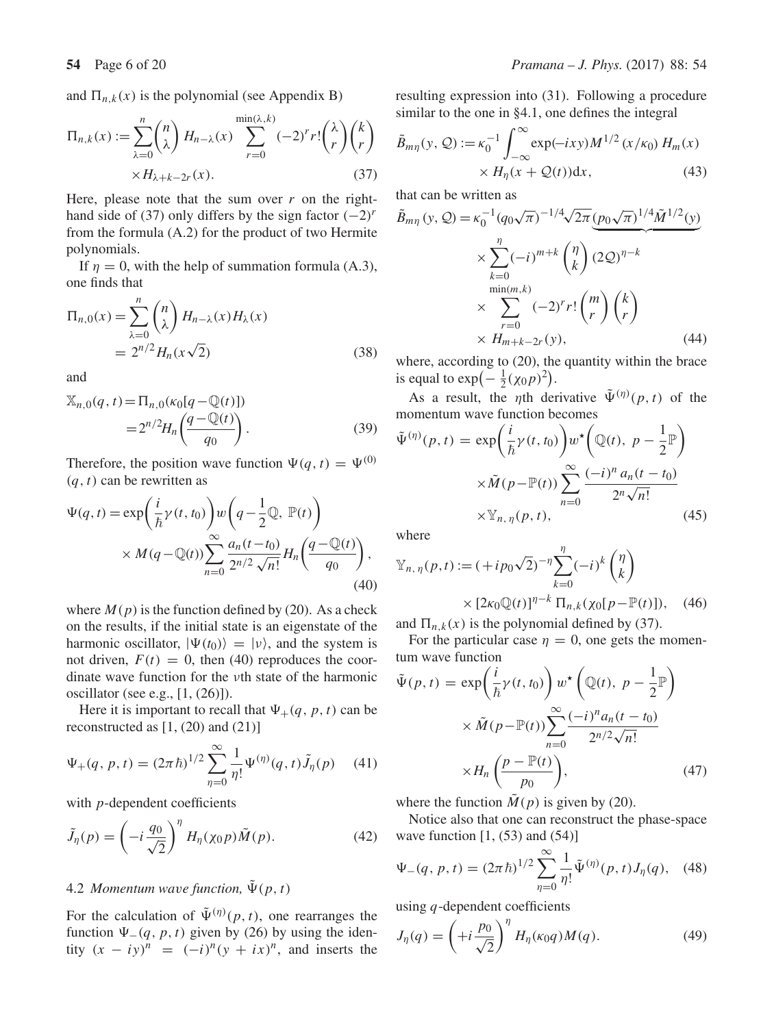and $\Pi_{n,k}(x)$ is the polynomial (see Appendix B)

$$\Pi_{n,k}(x) := \sum_{\lambda=0}^{n} \binom{n}{\lambda} H_{n-\lambda}(x) \sum_{r=0}^{\min(\lambda,k)} (-2)^r r! \binom{\lambda}{r}\binom{k}{r} \times H_{\lambda+k-2r}(x). \tag{37}$$

Here, please note that the sum over $r$ on the right-hand side of (37) only differs by the sign factor $(-2)^r$ from the formula (A.2) for the product of two Hermite polynomials.

If $\eta = 0$, with the help of summation formula (A.3), one finds that

$$\Pi_{n,0}(x) = \sum_{\lambda=0}^{n} \binom{n}{\lambda} H_{n-\lambda}(x) H_{\lambda}(x) = 2^{n/2} H_n(x\sqrt{2}) \tag{38}$$

and

$$\mathbb{X}_{n,0}(q,t) = \Pi_{n,0}(\kappa_0[q - \mathbb{Q}(t)]) = 2^{n/2} H_n\left(\frac{q-\mathbb{Q}(t)}{q_0}\right). \tag{39}$$

Therefore, the position wave function $\Psi(q,t) = \Psi^{(0)}(q,t)$ can be rewritten as

$$\Psi(q,t) = \exp\left(\frac{i}{\hbar}\gamma(t,t_0)\right) w\left(q - \frac{1}{2}\mathbb{Q},\ \mathbb{P}(t)\right) \times M(q-\mathbb{Q}(t)) \sum_{n=0}^{\infty} \frac{a_n(t-t_0)}{2^{n/2}\sqrt{n!}} H_n\left(\frac{q-\mathbb{Q}(t)}{q_0}\right), \tag{40}$$

where $M(p)$ is the function defined by (20). As a check on the results, if the initial state is an eigenstate of the harmonic oscillator, $|\Psi(t_0)\rangle = |\nu\rangle$, and the system is not driven, $F(t) = 0$, then (40) reproduces the coordinate wave function for the $\nu$th state of the harmonic oscillator (see e.g., [1, (26)]).

Here it is important to recall that $\Psi_+(q,p,t)$ can be reconstructed as [1, (20) and (21)]

$$\Psi_+(q,p,t) = (2\pi\hbar)^{1/2} \sum_{\eta=0}^{\infty} \frac{1}{\eta!} \Psi^{(\eta)}(q,t) \tilde{J}_{\eta}(p) \tag{41}$$

with $p$-dependent coefficients

$$\tilde{J}_{\eta}(p) = \left(-i\frac{q_0}{\sqrt{2}}\right)^{\eta} H_{\eta}(\chi_0 p)\tilde{M}(p). \tag{42}$$

### 4.2 *Momentum wave function, $\tilde{\Psi}(p,t)$*

For the calculation of $\tilde{\Psi}^{(\eta)}(p,t)$, one rearranges the function $\Psi_-(q,p,t)$ given by (26) by using the identity $(x - iy)^n = (-i)^n(y+ix)^n$, and inserts the resulting expression into (31). Following a procedure similar to the one in §4.1, one defines the integral

$$\tilde{B}_{m\eta}(y,\mathcal{Q}) := \kappa_0^{-1}\int_{-\infty}^{\infty} \exp(-ixy) M^{1/2}(x/\kappa_0) H_m(x) \times H_{\eta}(x+\mathcal{Q}(t))\mathrm{d}x, \tag{43}$$

that can be written as

$$\tilde{B}_{m\eta}(y,\mathcal{Q}) = \kappa_0^{-1}(q_0\sqrt{\pi})^{-1/4}\sqrt{2\pi}\,\underbrace{(p_0\sqrt{\pi})^{1/4}\tilde{M}^{1/2}(y)} \times \sum_{k=0}^{\eta}(-i)^{m+k}\binom{\eta}{k}(2\mathcal{Q})^{\eta-k} \times \sum_{r=0}^{\min(m,k)} (-2)^r r!\binom{m}{r}\binom{k}{r} \times H_{m+k-2r}(y), \tag{44}$$

where, according to (20), the quantity within the brace is equal to $\exp\left(-\frac{1}{2}(\chi_0 p)^2\right)$.

As a result, the $\eta$th derivative $\tilde{\Psi}^{(\eta)}(p,t)$ of the momentum wave function becomes

$$\tilde{\Psi}^{(\eta)}(p,t) = \exp\left(\frac{i}{\hbar}\gamma(t,t_0)\right) w^{\star}\left(\mathbb{Q}(t),\ p - \frac{1}{2}\mathbb{P}\right) \times \tilde{M}(p-\mathbb{P}(t)) \sum_{n=0}^{\infty} \frac{(-i)^n a_n(t-t_0)}{2^n\sqrt{n!}} \times \mathbb{Y}_{n,\eta}(p,t), \tag{45}$$

where

$$\mathbb{Y}_{n,\eta}(p,t) := (+ip_0\sqrt{2})^{-\eta}\sum_{k=0}^{\eta}(-i)^k\binom{\eta}{k} \times [2\kappa_0\mathbb{Q}(t)]^{\eta-k}\,\Pi_{n,k}(\chi_0[p-\mathbb{P}(t)]), \tag{46}$$

and $\Pi_{n,k}(x)$ is the polynomial defined by (37).

For the particular case $\eta = 0$, one gets the momentum wave function

$$\tilde{\Psi}(p,t) = \exp\left(\frac{i}{\hbar}\gamma(t,t_0)\right) w^{\star}\left(\mathbb{Q}(t),\ p - \frac{1}{2}\mathbb{P}\right) \times \tilde{M}(p-\mathbb{P}(t)) \sum_{n=0}^{\infty} \frac{(-i)^n a_n(t-t_0)}{2^{n/2}\sqrt{n!}} \times H_n\left(\frac{p-\mathbb{P}(t)}{p_0}\right), \tag{47}$$

where the function $\tilde{M}(p)$ is given by (20).

Notice also that one can reconstruct the phase-space wave function [1, (53) and (54)]

$$\Psi_-(q,p,t) = (2\pi\hbar)^{1/2}\sum_{\eta=0}^{\infty}\frac{1}{\eta!}\tilde{\Psi}^{(\eta)}(p,t)J_{\eta}(q), \tag{48}$$

using $q$-dependent coefficients

$$J_{\eta}(q) = \left(+i\frac{p_0}{\sqrt{2}}\right)^{\eta} H_{\eta}(\kappa_0 q) M(q). \tag{49}$$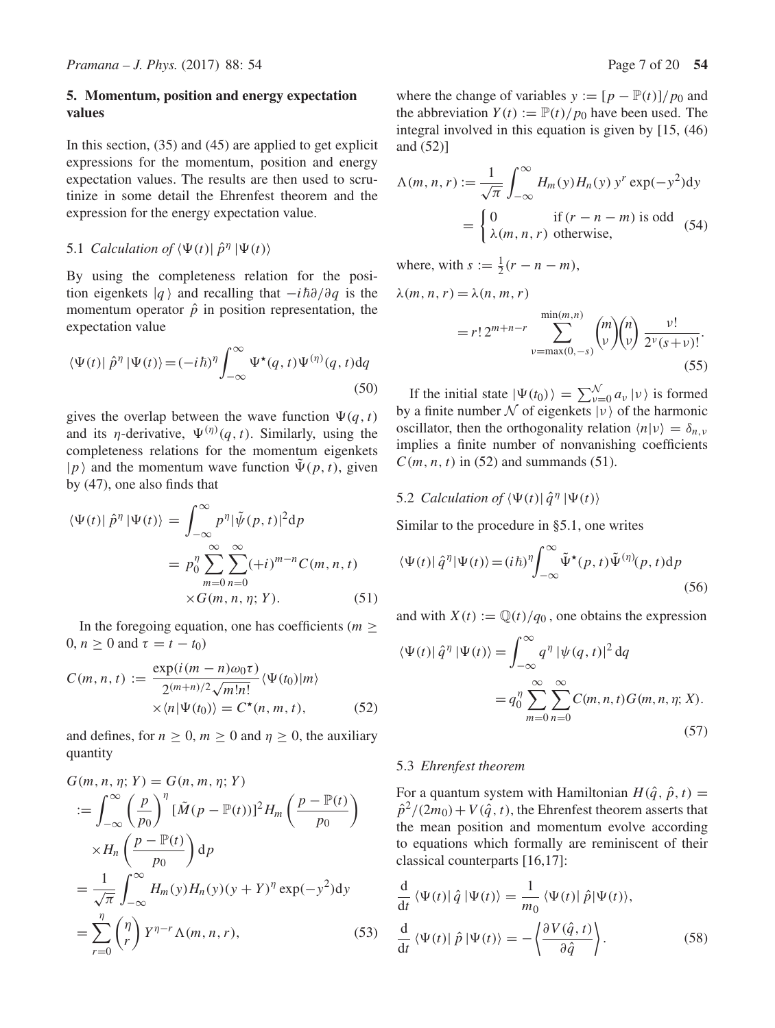## 5. Momentum, position and energy expectation values

In this section, (35) and (45) are applied to get explicit expressions for the momentum, position and energy expectation values. The results are then used to scrutinize in some detail the Ehrenfest theorem and the expression for the energy expectation value.

### 5.1 *Calculation of* $\langle\Psi(t)|\,\hat{p}^{\eta}\,|\Psi(t)\rangle$

By using the completeness relation for the position eigenkets $|q\rangle$ and recalling that $-i\hbar\partial/\partial q$ is the momentum operator $\hat{p}$ in position representation, the expectation value

$$\langle\Psi(t)|\,\hat{p}^{\eta}\,|\Psi(t)\rangle = (-i\hbar)^{\eta}\int_{-\infty}^{\infty}\Psi^{\star}(q,t)\Psi^{(\eta)}(q,t)\mathrm{d}q \tag{50}$$

gives the overlap between the wave function $\Psi(q,t)$ and its $\eta$-derivative, $\Psi^{(\eta)}(q,t)$. Similarly, using the completeness relations for the momentum eigenkets $|p\rangle$ and the momentum wave function $\tilde{\Psi}(p,t)$, given by (47), one also finds that

$$\begin{aligned}\langle\Psi(t)|\,\hat{p}^{\eta}\,|\Psi(t)\rangle &= \int_{-\infty}^{\infty}p^{\eta}|\tilde{\psi}(p,t)|^{2}\mathrm{d}p\\ &= p_0^{\eta}\sum_{m=0}^{\infty}\sum_{n=0}^{\infty}(+i)^{m-n}C(m,n,t)\\ &\quad\times G(m,n,\eta;Y).\end{aligned} \tag{51}$$

In the foregoing equation, one has coefficients ($m \geq 0$, $n \geq 0$ and $\tau = t - t_0$)

$$\begin{aligned}C(m,n,t) &:= \frac{\exp(i(m-n)\omega_0\tau)}{2^{(m+n)/2}\sqrt{m!n!}}\langle\Psi(t_0)|m\rangle\\ &\quad\times\langle n|\Psi(t_0)\rangle = C^{\star}(n,m,t),\end{aligned} \tag{52}$$

and defines, for $n \geq 0$, $m \geq 0$ and $\eta \geq 0$, the auxiliary quantity

$$\begin{aligned}G(m,n,\eta;Y) &= G(n,m,\eta;Y)\\ &:= \int_{-\infty}^{\infty}\left(\frac{p}{p_0}\right)^{\eta}[\tilde{M}(p-\mathbb{P}(t))]^{2}H_m\left(\frac{p-\mathbb{P}(t)}{p_0}\right)\\ &\quad\times H_n\left(\frac{p-\mathbb{P}(t)}{p_0}\right)\mathrm{d}p\\ &= \frac{1}{\sqrt{\pi}}\int_{-\infty}^{\infty}H_m(y)H_n(y)(y+Y)^{\eta}\exp(-y^{2})\mathrm{d}y\\ &= \sum_{r=0}^{\eta}\binom{\eta}{r}Y^{\eta-r}\Lambda(m,n,r),\end{aligned} \tag{53}$$

where the change of variables $y := [p-\mathbb{P}(t)]/p_0$ and the abbreviation $Y(t) := \mathbb{P}(t)/p_0$ have been used. The integral involved in this equation is given by [15, (46) and (52)]

$$\begin{aligned}\Lambda(m,n,r) &:= \frac{1}{\sqrt{\pi}}\int_{-\infty}^{\infty}H_m(y)H_n(y)\,y^{r}\exp(-y^{2})\mathrm{d}y\\ &= \begin{cases}0 & \text{if } (r-n-m) \text{ is odd}\\ \lambda(m,n,r) & \text{otherwise,}\end{cases}\end{aligned} \tag{54}$$

where, with $s := \frac{1}{2}(r-n-m)$,

$$\begin{aligned}\lambda(m,n,r) &= \lambda(n,m,r)\\ &= r!\,2^{m+n-r}\sum_{\nu=\max(0,-s)}^{\min(m,n)}\binom{m}{\nu}\binom{n}{\nu}\frac{\nu!}{2^{\nu}(s+\nu)!}.\end{aligned} \tag{55}$$

If the initial state $|\Psi(t_0)\rangle = \sum_{\nu=0}^{\mathcal{N}}a_{\nu}\,|\nu\rangle$ is formed by a finite number $\mathcal{N}$ of eigenkets $|\nu\rangle$ of the harmonic oscillator, then the orthogonality relation $\langle n|\nu\rangle = \delta_{n,\nu}$ implies a finite number of nonvanishing coefficients $C(m,n,t)$ in (52) and summands (51).

### 5.2 *Calculation of* $\langle\Psi(t)|\,\hat{q}^{\eta}\,|\Psi(t)\rangle$

Similar to the procedure in §5.1, one writes

$$\langle\Psi(t)|\,\hat{q}^{\eta}|\Psi(t)\rangle = (i\hbar)^{\eta}\int_{-\infty}^{\infty}\tilde{\Psi}^{\star}(p,t)\tilde{\Psi}^{(\eta)}(p,t)\mathrm{d}p \tag{56}$$

and with $X(t) := \mathbb{Q}(t)/q_0$, one obtains the expression

$$\begin{aligned}\langle\Psi(t)|\,\hat{q}^{\eta}\,|\Psi(t)\rangle &= \int_{-\infty}^{\infty}q^{\eta}\,|\psi(q,t)|^{2}\,\mathrm{d}q\\ &= q_0^{\eta}\sum_{m=0}^{\infty}\sum_{n=0}^{\infty}C(m,n,t)G(m,n,\eta;X).\end{aligned} \tag{57}$$

### 5.3 *Ehrenfest theorem*

For a quantum system with Hamiltonian $H(\hat{q},\hat{p},t) = \hat{p}^{2}/(2m_0) + V(\hat{q},t)$, the Ehrenfest theorem asserts that the mean position and momentum evolve according to equations which formally are reminiscent of their classical counterparts [16,17]:

$$\begin{aligned}\frac{\mathrm{d}}{\mathrm{d}t}\,\langle\Psi(t)|\,\hat{q}\,|\Psi(t)\rangle &= \frac{1}{m_0}\,\langle\Psi(t)|\,\hat{p}|\Psi(t)\rangle,\\ \frac{\mathrm{d}}{\mathrm{d}t}\,\langle\Psi(t)|\,\hat{p}\,|\Psi(t)\rangle &= -\left\langle\frac{\partial V(\hat{q},t)}{\partial\hat{q}}\right\rangle.\end{aligned} \tag{58}$$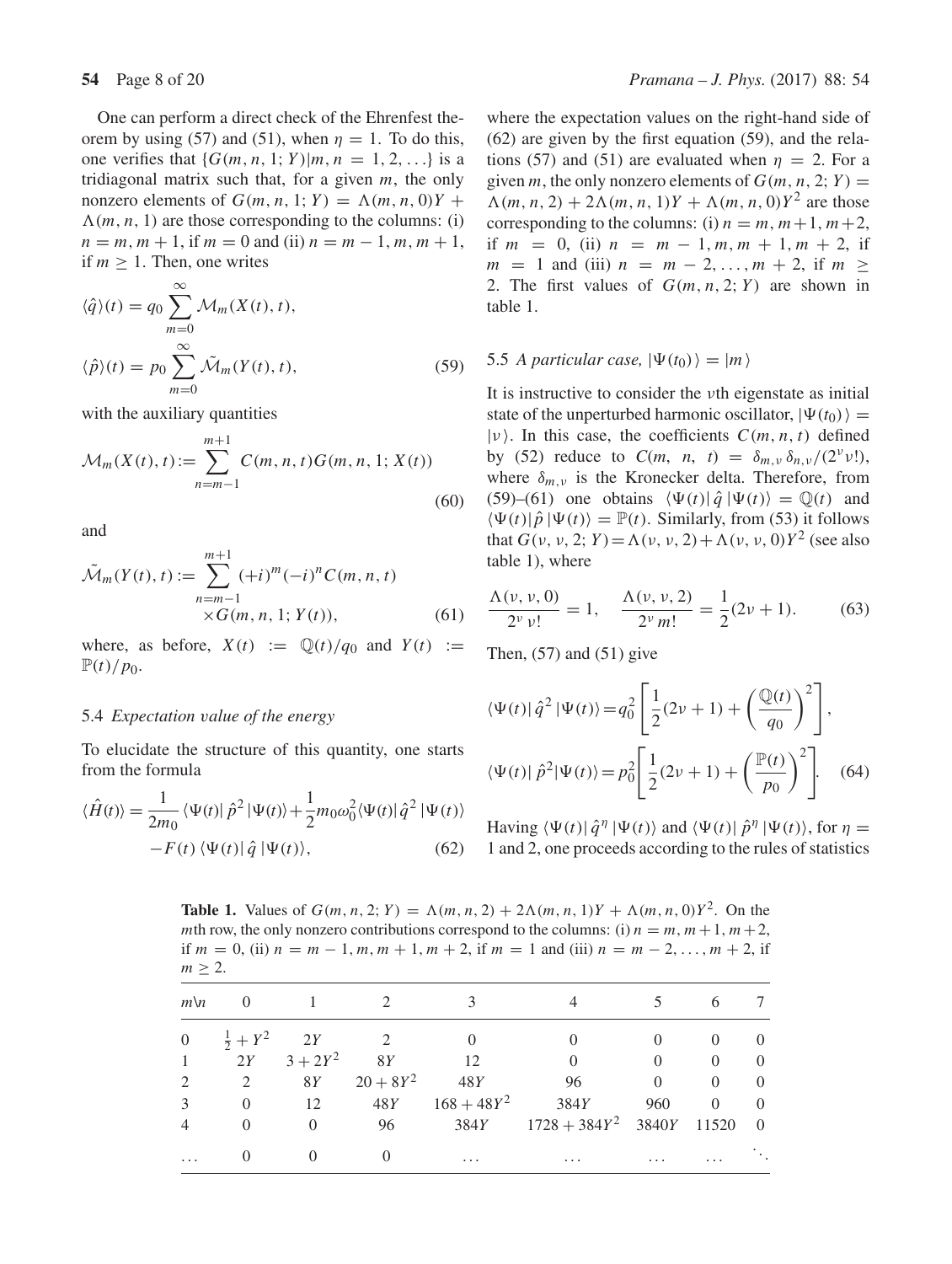One can perform a direct check of the Ehrenfest theorem by using (57) and (51), when $\eta = 1$. To do this, one verifies that $\{G(m, n, 1; Y)|m, n = 1, 2, \ldots\}$ is a tridiagonal matrix such that, for a given $m$, the only nonzero elements of $G(m, n, 1; Y) = \Lambda(m, n, 0)Y + \Lambda(m, n, 1)$ are those corresponding to the columns: (i) $n = m, m+1$, if $m = 0$ and (ii) $n = m-1, m, m+1$, if $m \geq 1$. Then, one writes

$$
\langle \hat{q} \rangle(t) = q_0 \sum_{m=0}^{\infty} \mathcal{M}_m(X(t), t),
$$
$$
\langle \hat{p} \rangle(t) = p_0 \sum_{m=0}^{\infty} \tilde{\mathcal{M}}_m(Y(t), t), \tag{59}
$$

with the auxiliary quantities

$$
\mathcal{M}_m(X(t), t) := \sum_{n=m-1}^{m+1} C(m, n, t) G(m, n, 1; X(t)) \tag{60}
$$

and

$$
\tilde{\mathcal{M}}_m(Y(t), t) := \sum_{n=m-1}^{m+1} (+i)^m (-i)^n C(m, n, t) \times G(m, n, 1; Y(t)), \tag{61}
$$

where, as before, $X(t) := \mathbb{Q}(t)/q_0$ and $Y(t) := \mathbb{P}(t)/p_0$.

### 5.4 *Expectation value of the energy*

To elucidate the structure of this quantity, one starts from the formula

$$
\langle \hat{H}(t) \rangle = \frac{1}{2m_0} \langle \Psi(t) | \hat{p}^2 | \Psi(t) \rangle + \frac{1}{2} m_0 \omega_0^2 \langle \Psi(t) | \hat{q}^2 | \Psi(t) \rangle - F(t) \langle \Psi(t) | \hat{q} | \Psi(t) \rangle, \tag{62}
$$

where the expectation values on the right-hand side of (62) are given by the first equation (59), and the relations (57) and (51) are evaluated when $\eta = 2$. For a given $m$, the only nonzero elements of $G(m, n, 2; Y) = \Lambda(m, n, 2) + 2\Lambda(m, n, 1)Y + \Lambda(m, n, 0)Y^2$ are those corresponding to the columns: (i) $n = m, m+1, m+2$, if $m = 0$, (ii) $n = m-1, m, m+1, m+2$, if $m = 1$ and (iii) $n = m-2, \ldots, m+2$, if $m \geq 2$. The first values of $G(m, n, 2; Y)$ are shown in table 1.

### 5.5 *A particular case,* $|\Psi(t_0)\rangle = |m\rangle$

It is instructive to consider the $\nu$th eigenstate as initial state of the unperturbed harmonic oscillator, $|\Psi(t_0)\rangle = |\nu\rangle$. In this case, the coefficients $C(m, n, t)$ defined by (52) reduce to $C(m, n, t) = \delta_{m,\nu}\, \delta_{n,\nu}/(2^\nu \nu!)$, where $\delta_{m,\nu}$ is the Kronecker delta. Therefore, from (59)–(61) one obtains $\langle \Psi(t) | \hat{q} | \Psi(t) \rangle = \mathbb{Q}(t)$ and $\langle \Psi(t) | \hat{p} | \Psi(t) \rangle = \mathbb{P}(t)$. Similarly, from (53) it follows that $G(\nu, \nu, 2; Y) = \Lambda(\nu, \nu, 2) + \Lambda(\nu, \nu, 0)Y^2$ (see also table 1), where

$$
\frac{\Lambda(\nu, \nu, 0)}{2^\nu \nu!} = 1, \quad \frac{\Lambda(\nu, \nu, 2)}{2^\nu m!} = \frac{1}{2}(2\nu + 1). \tag{63}
$$

Then, (57) and (51) give

$$
\langle \Psi(t) | \hat{q}^2 | \Psi(t) \rangle = q_0^2 \left[ \frac{1}{2}(2\nu + 1) + \left( \frac{\mathbb{Q}(t)}{q_0} \right)^2 \right],
$$
$$
\langle \Psi(t) | \hat{p}^2 | \Psi(t) \rangle = p_0^2 \left[ \frac{1}{2}(2\nu + 1) + \left( \frac{\mathbb{P}(t)}{p_0} \right)^2 \right]. \tag{64}
$$

Having $\langle \Psi(t) | \hat{q}^\eta | \Psi(t) \rangle$ and $\langle \Psi(t) | \hat{p}^\eta | \Psi(t) \rangle$, for $\eta = 1$ and 2, one proceeds according to the rules of statistics

**Table 1.** Values of $G(m, n, 2; Y) = \Lambda(m, n, 2) + 2\Lambda(m, n, 1)Y + \Lambda(m, n, 0)Y^2$. On the $m$th row, the only nonzero contributions correspond to the columns: (i) $n = m, m+1, m+2$, if $m = 0$, (ii) $n = m-1, m, m+1, m+2$, if $m = 1$ and (iii) $n = m-2, \ldots, m+2$, if $m \geq 2$.

| $m \backslash n$ | 0 | 1 | 2 | 3 | 4 | 5 | 6 | 7 |
|---|---|---|---|---|---|---|---|---|
| 0 | $\frac{1}{2} + Y^2$ | $2Y$ | 2 | 0 | 0 | 0 | 0 | 0 |
| 1 | $2Y$ | $3 + 2Y^2$ | $8Y$ | 12 | 0 | 0 | 0 | 0 |
| 2 | 2 | $8Y$ | $20 + 8Y^2$ | $48Y$ | 96 | 0 | 0 | 0 |
| 3 | 0 | 12 | $48Y$ | $168 + 48Y^2$ | $384Y$ | 960 | 0 | 0 |
| 4 | 0 | 0 | 96 | $384Y$ | $1728 + 384Y^2$ | $3840Y$ | 11520 | 0 |
| … | 0 | 0 | 0 | … | … | … | … | $\ddots$ |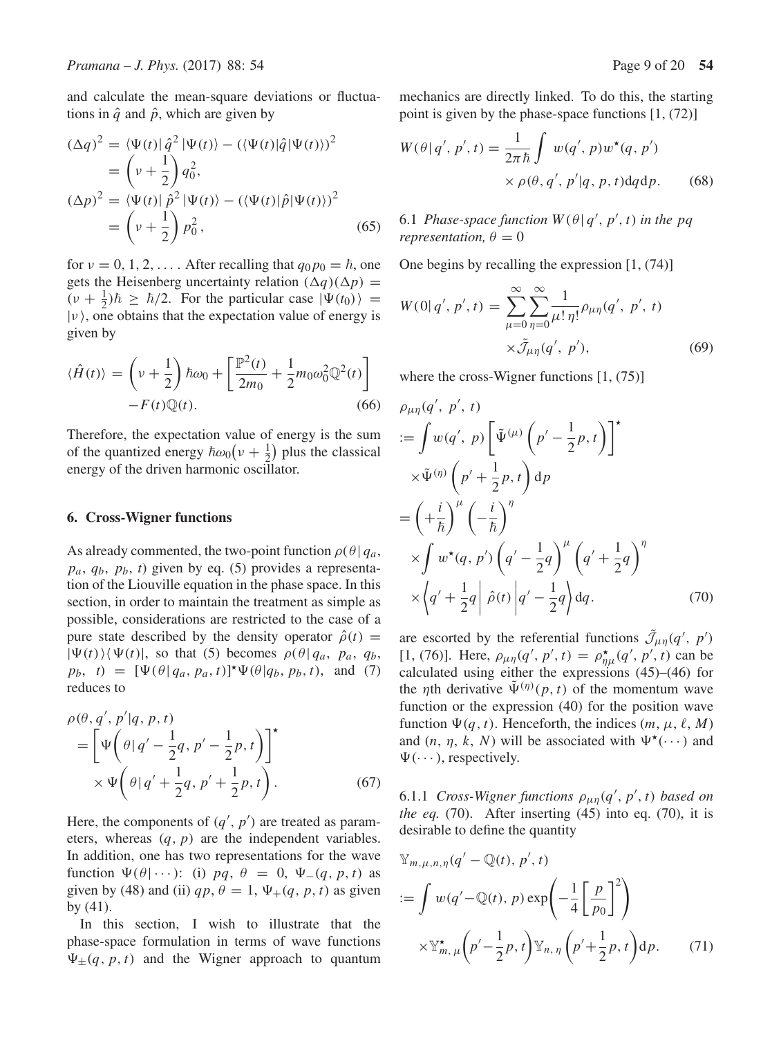and calculate the mean-square deviations or fluctuations in $\hat{q}$ and $\hat{p}$, which are given by

$$
\begin{aligned}
(\Delta q)^2 &= \langle \Psi(t)|\, \hat{q}^2\, |\Psi(t)\rangle - (\langle \Psi(t)|\hat{q}|\Psi(t)\rangle)^2 \\
&= \left(\nu + \frac{1}{2}\right) q_0^2, \\
(\Delta p)^2 &= \langle \Psi(t)|\, \hat{p}^2\, |\Psi(t)\rangle - (\langle \Psi(t)|\hat{p}|\Psi(t)\rangle)^2 \\
&= \left(\nu + \frac{1}{2}\right) p_0^2,
\end{aligned} \tag{65}
$$

for $\nu = 0, 1, 2, \ldots$. After recalling that $q_0 p_0 = \hbar$, one gets the Heisenberg uncertainty relation $(\Delta q)(\Delta p) = (\nu + \frac{1}{2})\hbar \geq \hbar/2$. For the particular case $|\Psi(t_0)\rangle = |\nu\rangle$, one obtains that the expectation value of energy is given by

$$
\langle \hat{H}(t)\rangle = \left(\nu + \frac{1}{2}\right)\hbar\omega_0 + \left[\frac{\mathbb{P}^2(t)}{2m_0} + \frac{1}{2}m_0\omega_0^2\mathbb{Q}^2(t)\right] - F(t)\mathbb{Q}(t). \tag{66}
$$

Therefore, the expectation value of energy is the sum of the quantized energy $\hbar\omega_0\left(\nu + \frac{1}{2}\right)$ plus the classical energy of the driven harmonic oscillator.

## 6. Cross-Wigner functions

As already commented, the two-point function $\rho(\theta|\, q_a, p_a, q_b, p_b, t)$ given by eq. (5) provides a representation of the Liouville equation in the phase space. In this section, in order to maintain the treatment as simple as possible, considerations are restricted to the case of a pure state described by the density operator $\hat{\rho}(t) = |\Psi(t)\rangle\langle\Psi(t)|$, so that (5) becomes $\rho(\theta|\, q_a, p_a, q_b, p_b, t) = [\Psi(\theta|\, q_a, p_a, t)]^\star \Psi(\theta|q_b, p_b, t)$, and (7) reduces to

$$
\begin{aligned}
&\rho(\theta, q', p'|q, p, t) \\
&= \left[\Psi\left(\theta|\, q' - \frac{1}{2}q,\, p' - \frac{1}{2}p,\, t\right)\right]^\star \\
&\quad \times \Psi\left(\theta|\, q' + \frac{1}{2}q,\, p' + \frac{1}{2}p,\, t\right).
\end{aligned} \tag{67}
$$

Here, the components of $(q', p')$ are treated as parameters, whereas $(q, p)$ are the independent variables. In addition, one has two representations for the wave function $\Psi(\theta|\cdots)$: (i) $pq$, $\theta = 0$, $\Psi_-(q, p, t)$ as given by (48) and (ii) $qp$, $\theta = 1$, $\Psi_+(q, p, t)$ as given by (41).

In this section, I wish to illustrate that the phase-space formulation in terms of wave functions $\Psi_\pm(q, p, t)$ and the Wigner approach to quantum mechanics are directly linked. To do this, the starting point is given by the phase-space functions [1, (72)]

$$
W(\theta|\, q', p', t) = \frac{1}{2\pi\hbar}\int w(q', p)w^\star(q, p') \times \rho(\theta, q', p'|q, p, t)\mathrm{d}q\,\mathrm{d}p. \tag{68}
$$

### 6.1 *Phase-space function $W(\theta|\, q', p', t)$ in the pq representation, $\theta = 0$*

One begins by recalling the expression [1, (74)]

$$
W(0|\, q', p', t) = \sum_{\mu=0}^{\infty}\sum_{\eta=0}^{\infty}\frac{1}{\mu!\,\eta!}\rho_{\mu\eta}(q', p', t) \times \tilde{\mathcal{J}}_{\mu\eta}(q', p'), \tag{69}
$$

where the cross-Wigner functions [1, (75)]

$$
\begin{aligned}
&\rho_{\mu\eta}(q', p', t) \\
&:= \int w(q', p)\left[\tilde{\Psi}^{(\mu)}\left(p' - \frac{1}{2}p, t\right)\right]^\star \\
&\quad \times \tilde{\Psi}^{(\eta)}\left(p' + \frac{1}{2}p, t\right)\mathrm{d}p \\
&= \left(+\frac{i}{\hbar}\right)^\mu \left(-\frac{i}{\hbar}\right)^\eta \\
&\quad \times \int w^\star(q, p')\left(q' - \frac{1}{2}q\right)^\mu \left(q' + \frac{1}{2}q\right)^\eta \\
&\quad \times \left\langle q' + \frac{1}{2}q \right|\, \hat{\rho}(t) \left| q' - \frac{1}{2}q \right\rangle \mathrm{d}q.
\end{aligned} \tag{70}
$$

are escorted by the referential functions $\tilde{\mathcal{J}}_{\mu\eta}(q', p')$ [1, (76)]. Here, $\rho_{\mu\eta}(q', p', t) = \rho^\star_{\eta\mu}(q', p', t)$ can be calculated using either the expressions (45)–(46) for the $\eta$th derivative $\tilde{\Psi}^{(\eta)}(p, t)$ of the momentum wave function or the expression (40) for the position wave function $\Psi(q, t)$. Henceforth, the indices $(m, \mu, \ell, M)$ and $(n, \eta, k, N)$ will be associated with $\Psi^\star(\cdots)$ and $\Psi(\cdots)$, respectively.

#### 6.1.1 *Cross-Wigner functions $\rho_{\mu\eta}(q', p', t)$ based on the eq.* (70).

After inserting (45) into eq. (70), it is desirable to define the quantity

$$
\begin{aligned}
&\mathbb{Y}_{m,\mu,n,\eta}(q' - \mathbb{Q}(t), p', t) \\
&:= \int w(q' - \mathbb{Q}(t), p)\exp\left(-\frac{1}{4}\left[\frac{p}{p_0}\right]^2\right) \\
&\quad \times \mathbb{Y}^\star_{m,\mu}\left(p' - \frac{1}{2}p, t\right)\mathbb{Y}_{n,\eta}\left(p' + \frac{1}{2}p, t\right)\mathrm{d}p.
\end{aligned} \tag{71}
$$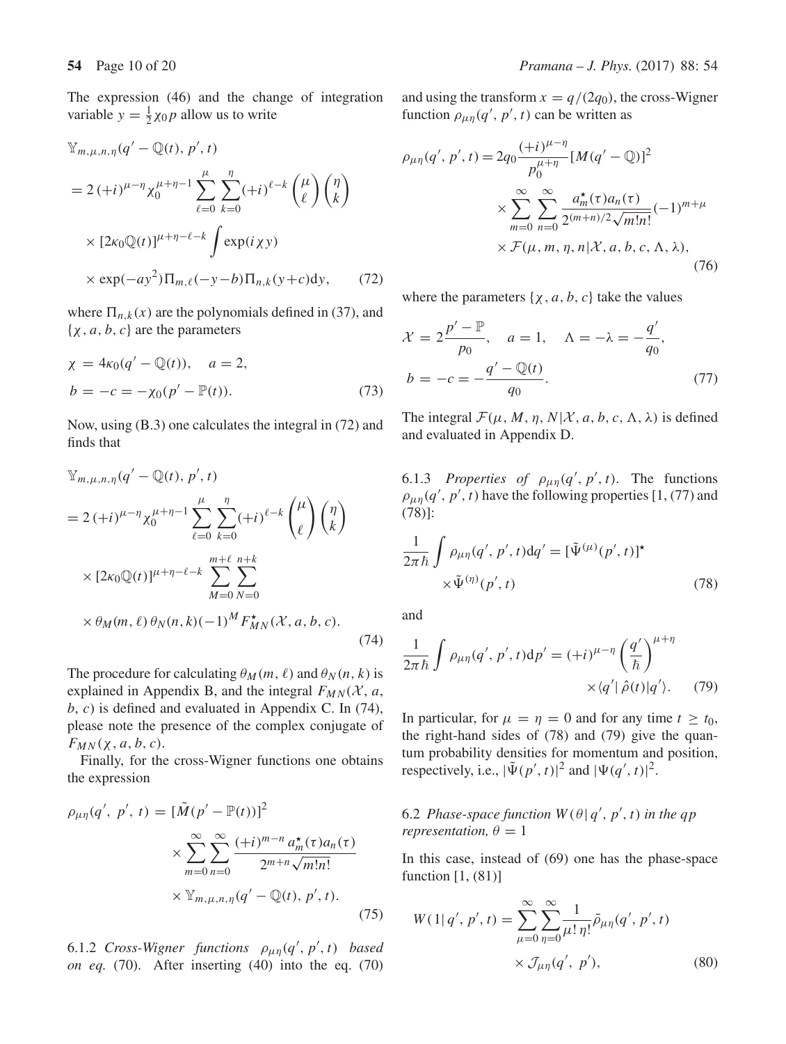The expression (46) and the change of integration variable $y = \frac{1}{2}\chi_0 p$ allow us to write

$$
\begin{aligned}
&\mathbb{Y}_{m,\mu,n,\eta}(q' - \mathbb{Q}(t), p', t) \\
&= 2\,(+i)^{\mu-\eta} \chi_0^{\mu+\eta-1} \sum_{\ell=0}^{\mu} \sum_{k=0}^{\eta} (+i)^{\ell-k} \binom{\mu}{\ell} \binom{\eta}{k} \\
&\times [2\kappa_0 \mathbb{Q}(t)]^{\mu+\eta-\ell-k} \int \exp(i\chi y) \\
&\times \exp(-ay^2) \Pi_{m,\ell}(-y-b) \Pi_{n,k}(y+c) \mathrm{d}y, \qquad (72)
\end{aligned}
$$

where $\Pi_{n,k}(x)$ are the polynomials defined in (37), and $\{\chi, a, b, c\}$ are the parameters

$$
\begin{aligned}
\chi &= 4\kappa_0(q' - \mathbb{Q}(t)), \quad a = 2, \\
b &= -c = -\chi_0(p' - \mathbb{P}(t)). \qquad (73)
\end{aligned}
$$

Now, using (B.3) one calculates the integral in (72) and finds that

$$
\begin{aligned}
&\mathbb{Y}_{m,\mu,n,\eta}(q' - \mathbb{Q}(t), p', t) \\
&= 2\,(+i)^{\mu-\eta} \chi_0^{\mu+\eta-1} \sum_{\ell=0}^{\mu} \sum_{k=0}^{\eta} (+i)^{\ell-k} \binom{\mu}{\ell} \binom{\eta}{k} \\
&\times [2\kappa_0 \mathbb{Q}(t)]^{\mu+\eta-\ell-k} \sum_{M=0}^{m+\ell} \sum_{N=0}^{n+k} \\
&\times \theta_M(m,\ell)\, \theta_N(n,k) (-1)^M F^{\star}_{MN}(\mathcal{X}, a, b, c). \qquad (74)
\end{aligned}
$$

The procedure for calculating $\theta_M(m,\ell)$ and $\theta_N(n,k)$ is explained in Appendix B, and the integral $F_{MN}(\mathcal{X}, a, b, c)$ is defined and evaluated in Appendix C. In (74), please note the presence of the complex conjugate of $F_{MN}(\chi, a, b, c)$.

Finally, for the cross-Wigner functions one obtains the expression

$$
\begin{aligned}
\rho_{\mu\eta}(q',\, p',\, t) &= [\tilde{M}(p' - \mathbb{P}(t))]^2 \\
&\times \sum_{m=0}^{\infty} \sum_{n=0}^{\infty} \frac{(+i)^{m-n}\, a_m^{\star}(\tau) a_n(\tau)}{2^{m+n}\sqrt{m!n!}} \\
&\times \mathbb{Y}_{m,\mu,n,\eta}(q' - \mathbb{Q}(t), p', t). \qquad (75)
\end{aligned}
$$

### 6.1.2 *Cross-Wigner functions $\rho_{\mu\eta}(q', p', t)$ based on eq.* (70).

After inserting (40) into the eq. (70) and using the transform $x = q/(2q_0)$, the cross-Wigner function $\rho_{\mu\eta}(q', p', t)$ can be written as

$$
\begin{aligned}
\rho_{\mu\eta}(q', p', t) &= 2q_0 \frac{(+i)^{\mu-\eta}}{p_0^{\mu+\eta}} [M(q' - \mathbb{Q})]^2 \\
&\times \sum_{m=0}^{\infty} \sum_{n=0}^{\infty} \frac{a_m^{\star}(\tau) a_n(\tau)}{2^{(m+n)/2}\sqrt{m!n!}} (-1)^{m+\mu} \\
&\times \mathcal{F}(\mu, m, \eta, n | \mathcal{X}, a, b, c, \Lambda, \lambda), \qquad (76)
\end{aligned}
$$

where the parameters $\{\chi, a, b, c\}$ take the values

$$
\begin{aligned}
\mathcal{X} &= 2\frac{p' - \mathbb{P}}{p_0}, \quad a = 1, \quad \Lambda = -\lambda = -\frac{q'}{q_0}, \\
b &= -c = -\frac{q' - \mathbb{Q}(t)}{q_0}. \qquad (77)
\end{aligned}
$$

The integral $\mathcal{F}(\mu, M, \eta, N | \mathcal{X}, a, b, c, \Lambda, \lambda)$ is defined and evaluated in Appendix D.

### 6.1.3 *Properties of $\rho_{\mu\eta}(q', p', t)$.*

The functions $\rho_{\mu\eta}(q', p', t)$ have the following properties [1, (77) and (78)]:

$$
\begin{aligned}
\frac{1}{2\pi\hbar} \int \rho_{\mu\eta}(q', p', t) \mathrm{d}q' &= [\tilde{\Psi}^{(\mu)}(p', t)]^{\star} \\
&\times \tilde{\Psi}^{(\eta)}(p', t) \qquad (78)
\end{aligned}
$$

and

$$
\begin{aligned}
\frac{1}{2\pi\hbar} \int \rho_{\mu\eta}(q', p', t) \mathrm{d}p' &= (+i)^{\mu-\eta} \left(\frac{q'}{\hbar}\right)^{\mu+\eta} \\
&\times \langle q' |\, \hat{\rho}(t) | q' \rangle. \qquad (79)
\end{aligned}
$$

In particular, for $\mu = \eta = 0$ and for any time $t \geq t_0$, the right-hand sides of (78) and (79) give the quantum probability densities for momentum and position, respectively, i.e., $|\tilde{\Psi}(p', t)|^2$ and $|\Psi(q', t)|^2$.

## 6.2 *Phase-space function $W(\theta | q', p', t)$ in the qp representation, $\theta = 1$*

In this case, instead of (69) one has the phase-space function [1, (81)]

$$
\begin{aligned}
W(1 | q', p', t) &= \sum_{\mu=0}^{\infty} \sum_{\eta=0}^{\infty} \frac{1}{\mu!\, \eta!} \tilde{\rho}_{\mu\eta}(q', p', t) \\
&\times \mathcal{J}_{\mu\eta}(q',\, p'), \qquad (80)
\end{aligned}
$$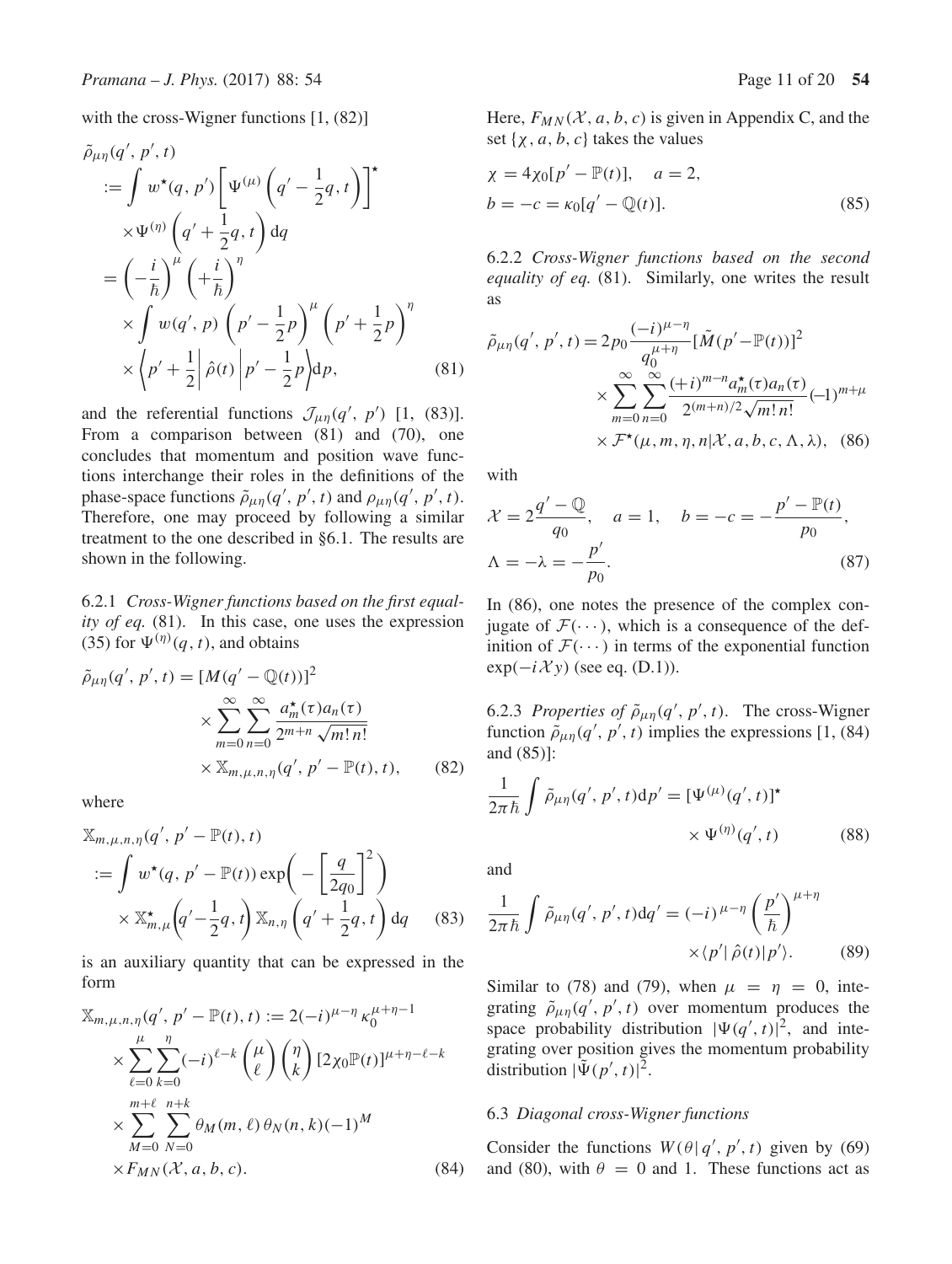with the cross-Wigner functions [1, (82)]

$$
\begin{aligned}
&\tilde{\rho}_{\mu\eta}(q', p', t) \\
&:= \int w^{\star}(q, p') \left[ \Psi^{(\mu)} \left( q' - \frac{1}{2} q, t \right) \right]^{\star} \\
&\times \Psi^{(\eta)} \left( q' + \frac{1}{2} q, t \right) \mathrm{d}q \\
&= \left( -\frac{i}{\hbar} \right)^{\mu} \left( +\frac{i}{\hbar} \right)^{\eta} \\
&\times \int w(q', p) \left( p' - \frac{1}{2} p \right)^{\mu} \left( p' + \frac{1}{2} p \right)^{\eta} \\
&\times \left\langle p' + \frac{1}{2} \right| \hat{\rho}(t) \left| p' - \frac{1}{2} p \right\rangle \mathrm{d}p,
\end{aligned}
\tag{81}
$$

and the referential functions $\mathcal{J}_{\mu\eta}(q', p')$ [1, (83)]. From a comparison between (81) and (70), one concludes that momentum and position wave functions interchange their roles in the definitions of the phase-space functions $\tilde{\rho}_{\mu\eta}(q', p', t)$ and $\rho_{\mu\eta}(q', p', t)$. Therefore, one may proceed by following a similar treatment to the one described in §6.1. The results are shown in the following.

6.2.1 *Cross-Wigner functions based on the first equality of eq.* (81). In this case, one uses the expression (35) for $\Psi^{(\eta)}(q, t)$, and obtains

$$
\begin{aligned}
\tilde{\rho}_{\mu\eta}(q', p', t) &= [M(q' - \mathbb{Q}(t))]^2 \\
&\times \sum_{m=0}^{\infty} \sum_{n=0}^{\infty} \frac{a_m^{\star}(\tau) a_n(\tau)}{2^{m+n} \sqrt{m!\, n!}} \\
&\times \mathbb{X}_{m,\mu,n,\eta}(q', p' - \mathbb{P}(t), t),
\end{aligned}
\tag{82}
$$

where

$$
\begin{aligned}
&\mathbb{X}_{m,\mu,n,\eta}(q', p' - \mathbb{P}(t), t) \\
&:= \int w^{\star}(q, p' - \mathbb{P}(t)) \exp\left( - \left[ \frac{q}{2q_0} \right]^2 \right) \\
&\times \mathbb{X}_{m,\mu}^{\star} \left( q' - \frac{1}{2} q, t \right) \mathbb{X}_{n,\eta} \left( q' + \frac{1}{2} q, t \right) \mathrm{d}q
\end{aligned}
\tag{83}
$$

is an auxiliary quantity that can be expressed in the form

$$
\begin{aligned}
&\mathbb{X}_{m,\mu,n,\eta}(q', p' - \mathbb{P}(t), t) := 2(-i)^{\mu-\eta} \kappa_0^{\mu+\eta-1} \\
&\times \sum_{\ell=0}^{\mu} \sum_{k=0}^{\eta} (-i)^{\ell-k} \binom{\mu}{\ell} \binom{\eta}{k} [2\chi_0 \mathbb{P}(t)]^{\mu+\eta-\ell-k} \\
&\times \sum_{M=0}^{m+\ell} \sum_{N=0}^{n+k} \theta_M(m, \ell)\, \theta_N(n, k) (-1)^M \\
&\times F_{MN}(\mathcal{X}, a, b, c).
\end{aligned}
\tag{84}
$$

Here, $F_{MN}(\mathcal{X}, a, b, c)$ is given in Appendix C, and the set $\{\chi, a, b, c\}$ takes the values

$$
\begin{aligned}
&\chi = 4\chi_0[p' - \mathbb{P}(t)], \quad a = 2, \\
&b = -c = \kappa_0[q' - \mathbb{Q}(t)].
\end{aligned}
\tag{85}
$$

6.2.2 *Cross-Wigner functions based on the second equality of eq.* (81). Similarly, one writes the result as

$$
\begin{aligned}
\tilde{\rho}_{\mu\eta}(q', p', t) &= 2p_0 \frac{(-i)^{\mu-\eta}}{q_0^{\mu+\eta}} [\tilde{M}(p' - \mathbb{P}(t))]^2 \\
&\times \sum_{m=0}^{\infty} \sum_{n=0}^{\infty} \frac{(+i)^{m-n} a_m^{\star}(\tau) a_n(\tau)}{2^{(m+n)/2} \sqrt{m!\, n!}} (-1)^{m+\mu} \\
&\times \mathcal{F}^{\star}(\mu, m, \eta, n | \mathcal{X}, a, b, c, \Lambda, \lambda),
\end{aligned}
\tag{86}
$$

with

$$
\begin{aligned}
&\mathcal{X} = 2\frac{q' - \mathbb{Q}}{q_0}, \quad a = 1, \quad b = -c = -\frac{p' - \mathbb{P}(t)}{p_0}, \\
&\Lambda = -\lambda = -\frac{p'}{p_0}.
\end{aligned}
\tag{87}
$$

In (86), one notes the presence of the complex conjugate of $\mathcal{F}(\cdots)$, which is a consequence of the definition of $\mathcal{F}(\cdots)$ in terms of the exponential function $\exp(-i\mathcal{X}y)$ (see eq. (D.1)).

6.2.3 *Properties of* $\tilde{\rho}_{\mu\eta}(q', p', t)$. The cross-Wigner function $\tilde{\rho}_{\mu\eta}(q', p', t)$ implies the expressions [1, (84) and (85)]:

$$
\frac{1}{2\pi\hbar} \int \tilde{\rho}_{\mu\eta}(q', p', t) \mathrm{d}p' = [\Psi^{(\mu)}(q', t)]^{\star} \times \Psi^{(\eta)}(q', t)
\tag{88}
$$

and

$$
\frac{1}{2\pi\hbar} \int \tilde{\rho}_{\mu\eta}(q', p', t) \mathrm{d}q' = (-i)^{\mu-\eta} \left( \frac{p'}{\hbar} \right)^{\mu+\eta} \times \langle p' | \hat{\rho}(t) | p' \rangle.
\tag{89}
$$

Similar to (78) and (79), when $\mu = \eta = 0$, integrating $\tilde{\rho}_{\mu\eta}(q', p', t)$ over momentum produces the space probability distribution $|\Psi(q', t)|^2$, and integrating over position gives the momentum probability distribution $|\tilde{\Psi}(p', t)|^2$.

### 6.3 *Diagonal cross-Wigner functions*

Consider the functions $W(\theta | q', p', t)$ given by (69) and (80), with $\theta = 0$ and 1. These functions act as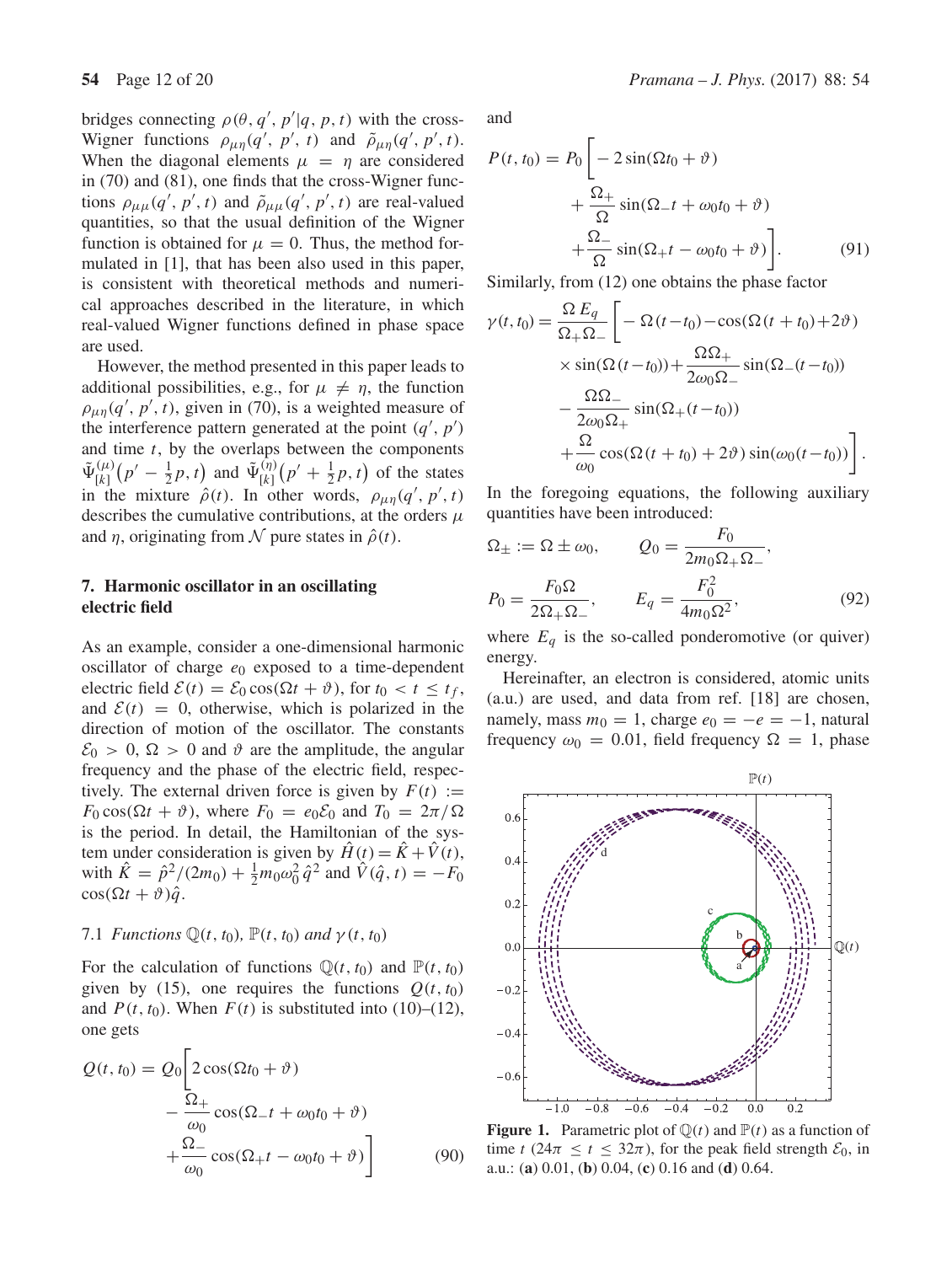bridges connecting $\rho(\theta, q', p'|q, p, t)$ with the cross-Wigner functions $\rho_{\mu\eta}(q', p', t)$ and $\tilde{\rho}_{\mu\eta}(q', p', t)$. When the diagonal elements $\mu = \eta$ are considered in (70) and (81), one finds that the cross-Wigner functions $\rho_{\mu\mu}(q', p', t)$ and $\tilde{\rho}_{\mu\mu}(q', p', t)$ are real-valued quantities, so that the usual definition of the Wigner function is obtained for $\mu = 0$. Thus, the method formulated in [1], that has been also used in this paper, is consistent with theoretical methods and numerical approaches described in the literature, in which real-valued Wigner functions defined in phase space are used.

However, the method presented in this paper leads to additional possibilities, e.g., for $\mu \neq \eta$, the function $\rho_{\mu\eta}(q', p', t)$, given in (70), is a weighted measure of the interference pattern generated at the point $(q', p')$ and time $t$, by the overlaps between the components $\tilde{\Psi}^{(\mu)}_{[k]}\left(p' - \frac{1}{2}p, t\right)$ and $\tilde{\Psi}^{(\eta)}_{[k]}\left(p' + \frac{1}{2}p, t\right)$ of the states in the mixture $\hat{\rho}(t)$. In other words, $\rho_{\mu\eta}(q', p', t)$ describes the cumulative contributions, at the orders $\mu$ and $\eta$, originating from $\mathcal{N}$ pure states in $\hat{\rho}(t)$.

## 7. Harmonic oscillator in an oscillating electric field

As an example, consider a one-dimensional harmonic oscillator of charge $e_0$ exposed to a time-dependent electric field $\mathcal{E}(t) = \mathcal{E}_0 \cos(\Omega t + \vartheta)$, for $t_0 < t \leq t_f$, and $\mathcal{E}(t) = 0$, otherwise, which is polarized in the direction of motion of the oscillator. The constants $\mathcal{E}_0 > 0$, $\Omega > 0$ and $\vartheta$ are the amplitude, the angular frequency and the phase of the electric field, respectively. The external driven force is given by $F(t) := F_0 \cos(\Omega t + \vartheta)$, where $F_0 = e_0 \mathcal{E}_0$ and $T_0 = 2\pi/\Omega$ is the period. In detail, the Hamiltonian of the system under consideration is given by $\hat{H}(t) = \hat{K} + \hat{V}(t)$, with $\hat{K} = \hat{p}^2/(2m_0) + \frac{1}{2} m_0 \omega_0^2 \hat{q}^2$ and $\hat{V}(\hat{q}, t) = -F_0 \cos(\Omega t + \vartheta)\hat{q}$.

### 7.1 *Functions* $\mathbb{Q}(t, t_0)$, $\mathbb{P}(t, t_0)$ *and* $\gamma(t, t_0)$

For the calculation of functions $\mathbb{Q}(t, t_0)$ and $\mathbb{P}(t, t_0)$ given by (15), one requires the functions $Q(t, t_0)$ and $P(t, t_0)$. When $F(t)$ is substituted into (10)–(12), one gets

$$Q(t, t_0) = Q_0 \bigg[ 2\cos(\Omega t_0 + \vartheta) - \frac{\Omega_+}{\omega_0} \cos(\Omega_- t + \omega_0 t_0 + \vartheta) + \frac{\Omega_-}{\omega_0} \cos(\Omega_+ t - \omega_0 t_0 + \vartheta) \bigg] \quad (90)$$

and

$$P(t, t_0) = P_0 \bigg[ -2\sin(\Omega t_0 + \vartheta) + \frac{\Omega_+}{\Omega} \sin(\Omega_- t + \omega_0 t_0 + \vartheta) + \frac{\Omega_-}{\Omega} \sin(\Omega_+ t - \omega_0 t_0 + \vartheta) \bigg]. \quad (91)$$

Similarly, from (12) one obtains the phase factor

$$\gamma(t, t_0) = \frac{\Omega E_q}{\Omega_+ \Omega_-} \bigg[ -\Omega(t - t_0) - \cos(\Omega(t + t_0) + 2\vartheta) \times \sin(\Omega(t - t_0)) + \frac{\Omega\Omega_+}{2\omega_0 \Omega_-} \sin(\Omega_-(t - t_0)) - \frac{\Omega\Omega_-}{2\omega_0 \Omega_+} \sin(\Omega_+(t - t_0)) + \frac{\Omega}{\omega_0} \cos(\Omega(t + t_0) + 2\vartheta) \sin(\omega_0(t - t_0)) \bigg].$$

In the foregoing equations, the following auxiliary quantities have been introduced:

$$\Omega_\pm := \Omega \pm \omega_0, \qquad Q_0 = \frac{F_0}{2m_0 \Omega_+ \Omega_-},$$
$$P_0 = \frac{F_0 \Omega}{2\Omega_+ \Omega_-}, \qquad E_q = \frac{F_0^2}{4m_0 \Omega^2}, \quad (92)$$

where $E_q$ is the so-called ponderomotive (or quiver) energy.

Hereinafter, an electron is considered, atomic units (a.u.) are used, and data from ref. [18] are chosen, namely, mass $m_0 = 1$, charge $e_0 = -e = -1$, natural frequency $\omega_0 = 0.01$, field frequency $\Omega = 1$, phase

**Figure 1.** Parametric plot of $\mathbb{Q}(t)$ and $\mathbb{P}(t)$ as a function of time $t$ ($24\pi \leq t \leq 32\pi$), for the peak field strength $\mathcal{E}_0$, in a.u.: (**a**) 0.01, (**b**) 0.04, (**c**) 0.16 and (**d**) 0.64.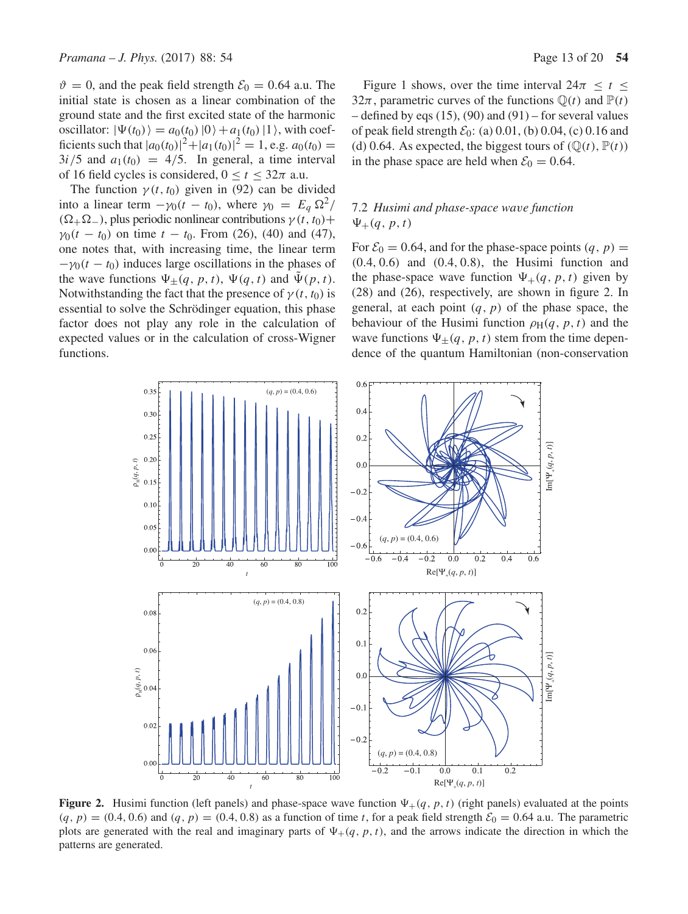$\vartheta = 0$, and the peak field strength $\mathcal{E}_0 = 0.64$ a.u. The initial state is chosen as a linear combination of the ground state and the first excited state of the harmonic oscillator: $|\Psi(t_0)\rangle = a_0(t_0)\,|0\rangle + a_1(t_0)\,|1\rangle$, with coefficients such that $|a_0(t_0)|^2 + |a_1(t_0)|^2 = 1$, e.g. $a_0(t_0) = 3i/5$ and $a_1(t_0) = 4/5$. In general, a time interval of 16 field cycles is considered, $0 \le t \le 32\pi$ a.u.

The function $\gamma(t, t_0)$ given in (92) can be divided into a linear term $-\gamma_0(t - t_0)$, where $\gamma_0 = E_q\,\Omega^2/(\Omega_+\Omega_-)$, plus periodic nonlinear contributions $\gamma(t, t_0) + \gamma_0(t - t_0)$ on time $t - t_0$. From (26), (40) and (47), one notes that, with increasing time, the linear term $-\gamma_0(t - t_0)$ induces large oscillations in the phases of the wave functions $\Psi_\pm(q, p, t)$, $\Psi(q, t)$ and $\tilde{\Psi}(p, t)$. Notwithstanding the fact that the presence of $\gamma(t, t_0)$ is essential to solve the Schrödinger equation, this phase factor does not play any role in the calculation of expected values or in the calculation of cross-Wigner functions.

Figure 1 shows, over the time interval $24\pi \le t \le 32\pi$, parametric curves of the functions $\mathbb{Q}(t)$ and $\mathbb{P}(t)$ – defined by eqs (15), (90) and (91) – for several values of peak field strength $\mathcal{E}_0$: (a) 0.01, (b) 0.04, (c) 0.16 and (d) 0.64. As expected, the biggest tours of $(\mathbb{Q}(t), \mathbb{P}(t))$ in the phase space are held when $\mathcal{E}_0 = 0.64$.

### 7.2 *Husimi and phase-space wave function* $\Psi_+(q, p, t)$

For $\mathcal{E}_0 = 0.64$, and for the phase-space points $(q, p) = (0.4, 0.6)$ and $(0.4, 0.8)$, the Husimi function and the phase-space wave function $\Psi_+(q, p, t)$ given by (28) and (26), respectively, are shown in figure 2. In general, at each point $(q, p)$ of the phase space, the behaviour of the Husimi function $\rho_{\mathrm{H}}(q, p, t)$ and the wave functions $\Psi_\pm(q, p, t)$ stem from the time dependence of the quantum Hamiltonian (non-conservation

**Figure 2.** Husimi function (left panels) and phase-space wave function $\Psi_+(q, p, t)$ (right panels) evaluated at the points $(q, p) = (0.4, 0.6)$ and $(q, p) = (0.4, 0.8)$ as a function of time $t$, for a peak field strength $\mathcal{E}_0 = 0.64$ a.u. The parametric plots are generated with the real and imaginary parts of $\Psi_+(q, p, t)$, and the arrows indicate the direction in which the patterns are generated.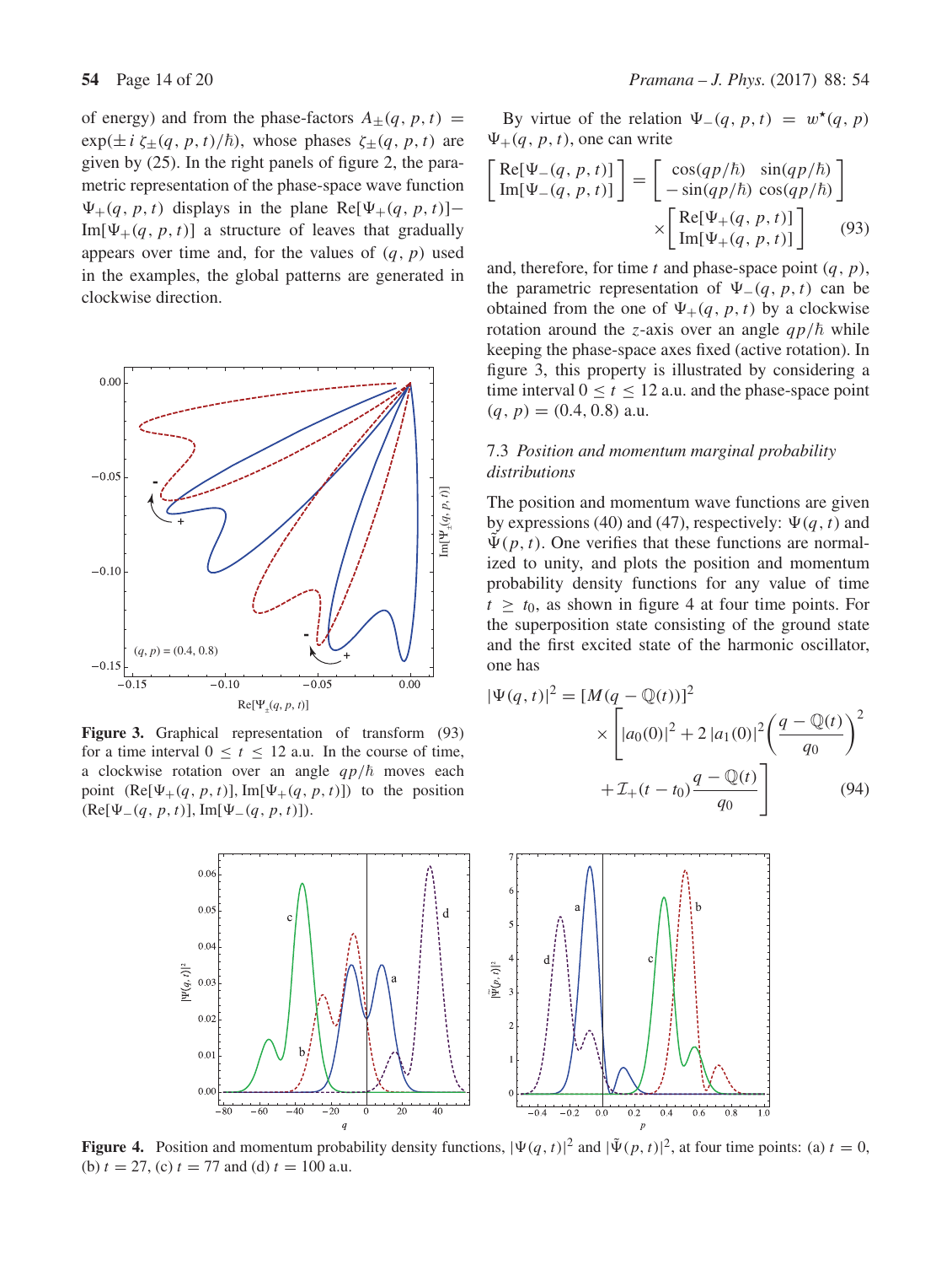of energy) and from the phase-factors $A_{\pm}(q, p, t) = \exp(\pm i\,\zeta_{\pm}(q, p, t)/\hbar)$, whose phases $\zeta_{\pm}(q, p, t)$ are given by (25). In the right panels of figure 2, the parametric representation of the phase-space wave function $\Psi_{+}(q, p, t)$ displays in the plane $\mathrm{Re}[\Psi_{+}(q, p, t)]$–$\mathrm{Im}[\Psi_{+}(q, p, t)]$ a structure of leaves that gradually appears over time and, for the values of $(q, p)$ used in the examples, the global patterns are generated in clockwise direction.

**Figure 3.** Graphical representation of transform (93) for a time interval $0 \le t \le 12$ a.u. In the course of time, a clockwise rotation over an angle $qp/\hbar$ moves each point $(\mathrm{Re}[\Psi_{+}(q, p, t)], \mathrm{Im}[\Psi_{+}(q, p, t)])$ to the position $(\mathrm{Re}[\Psi_{-}(q, p, t)], \mathrm{Im}[\Psi_{-}(q, p, t)])$.

By virtue of the relation $\Psi_{-}(q, p, t) = w^{\star}(q, p)\,\Psi_{+}(q, p, t)$, one can write

$$
\begin{bmatrix} \mathrm{Re}[\Psi_{-}(q, p, t)] \\ \mathrm{Im}[\Psi_{-}(q, p, t)] \end{bmatrix} = \begin{bmatrix} \cos(qp/\hbar) & \sin(qp/\hbar) \\ -\sin(qp/\hbar) & \cos(qp/\hbar) \end{bmatrix} \times \begin{bmatrix} \mathrm{Re}[\Psi_{+}(q, p, t)] \\ \mathrm{Im}[\Psi_{+}(q, p, t)] \end{bmatrix} \tag{93}
$$

and, therefore, for time $t$ and phase-space point $(q, p)$, the parametric representation of $\Psi_{-}(q, p, t)$ can be obtained from the one of $\Psi_{+}(q, p, t)$ by a clockwise rotation around the $z$-axis over an angle $qp/\hbar$ while keeping the phase-space axes fixed (active rotation). In figure 3, this property is illustrated by considering a time interval $0 \le t \le 12$ a.u. and the phase-space point $(q, p) = (0.4, 0.8)$ a.u.

### 7.3 *Position and momentum marginal probability distributions*

The position and momentum wave functions are given by expressions (40) and (47), respectively: $\Psi(q, t)$ and $\tilde{\Psi}(p, t)$. One verifies that these functions are normalized to unity, and plots the position and momentum probability density functions for any value of time $t \ge t_0$, as shown in figure 4 at four time points. For the superposition state consisting of the ground state and the first excited state of the harmonic oscillator, one has

$$
|\Psi(q, t)|^2 = [M(q - \mathbb{Q}(t))]^2 \times \left[ |a_0(0)|^2 + 2\,|a_1(0)|^2 \left( \frac{q - \mathbb{Q}(t)}{q_0} \right)^2 + \mathcal{I}_{+}(t - t_0)\, \frac{q - \mathbb{Q}(t)}{q_0} \right] \tag{94}
$$

**Figure 4.** Position and momentum probability density functions, $|\Psi(q, t)|^2$ and $|\tilde{\Psi}(p, t)|^2$, at four time points: (a) $t = 0$, (b) $t = 27$, (c) $t = 77$ and (d) $t = 100$ a.u.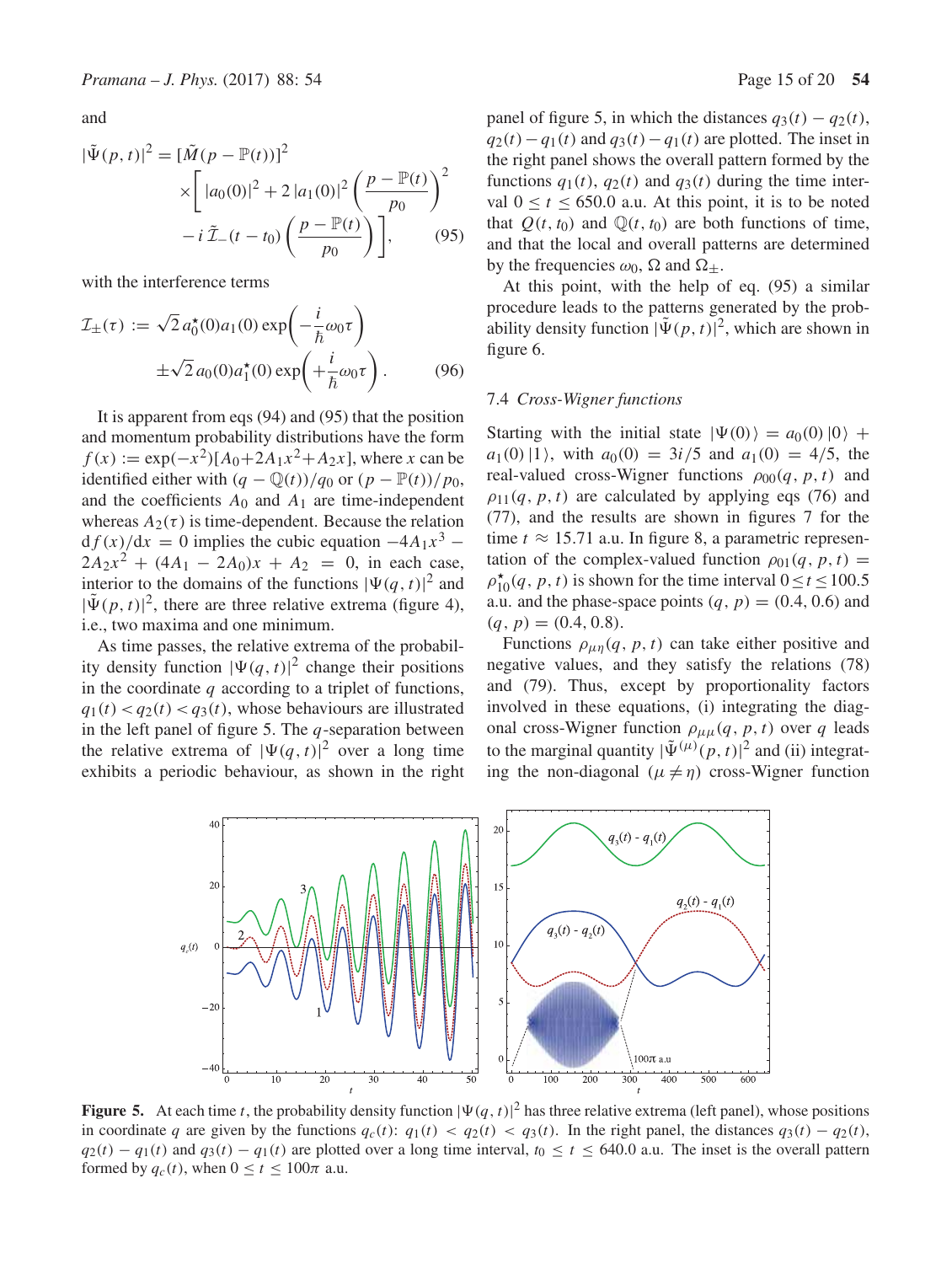and

$$
|\tilde{\Psi}(p,t)|^2 = [\tilde{M}(p - \mathbb{P}(t))]^2 \times \left[ |a_0(0)|^2 + 2\,|a_1(0)|^2 \left(\frac{p - \mathbb{P}(t)}{p_0}\right)^2 - i\,\tilde{\mathcal{I}}_-(t - t_0)\left(\frac{p - \mathbb{P}(t)}{p_0}\right)\right], \tag{95}
$$

with the interference terms

$$
\mathcal{I}_\pm(\tau) := \sqrt{2}\, a_0^\star(0) a_1(0) \exp\!\left(-\frac{i}{\hbar}\omega_0\tau\right) \pm \sqrt{2}\, a_0(0) a_1^\star(0) \exp\!\left(+\frac{i}{\hbar}\omega_0\tau\right). \tag{96}
$$

It is apparent from eqs (94) and (95) that the position and momentum probability distributions have the form $f(x) := \exp(-x^2)[A_0 + 2A_1x^2 + A_2x]$, where $x$ can be identified either with $(q - \mathbb{Q}(t))/q_0$ or $(p - \mathbb{P}(t))/p_0$, and the coefficients $A_0$ and $A_1$ are time-independent whereas $A_2(\tau)$ is time-dependent. Because the relation $\mathrm{d}f(x)/\mathrm{d}x = 0$ implies the cubic equation $-4A_1x^3 - 2A_2x^2 + (4A_1 - 2A_0)x + A_2 = 0$, in each case, interior to the domains of the functions $|\Psi(q,t)|^2$ and $|\tilde{\Psi}(p,t)|^2$, there are three relative extrema (figure 4), i.e., two maxima and one minimum.

As time passes, the relative extrema of the probability density function $|\Psi(q,t)|^2$ change their positions in the coordinate $q$ according to a triplet of functions, $q_1(t) < q_2(t) < q_3(t)$, whose behaviours are illustrated in the left panel of figure 5. The $q$-separation between the relative extrema of $|\Psi(q,t)|^2$ over a long time exhibits a periodic behaviour, as shown in the right panel of figure 5, in which the distances $q_3(t) - q_2(t)$, $q_2(t) - q_1(t)$ and $q_3(t) - q_1(t)$ are plotted. The inset in the right panel shows the overall pattern formed by the functions $q_1(t)$, $q_2(t)$ and $q_3(t)$ during the time interval $0 \le t \le 650.0$ a.u. At this point, it is to be noted that $Q(t, t_0)$ and $\mathbb{Q}(t, t_0)$ are both functions of time, and that the local and overall patterns are determined by the frequencies $\omega_0$, $\Omega$ and $\Omega_\pm$.

At this point, with the help of eq. (95) a similar procedure leads to the patterns generated by the probability density function $|\tilde{\Psi}(p,t)|^2$, which are shown in figure 6.

### 7.4 *Cross-Wigner functions*

Starting with the initial state $|\Psi(0)\rangle = a_0(0)\,|0\rangle + a_1(0)\,|1\rangle$, with $a_0(0) = 3i/5$ and $a_1(0) = 4/5$, the real-valued cross-Wigner functions $\rho_{00}(q,p,t)$ and $\rho_{11}(q,p,t)$ are calculated by applying eqs (76) and (77), and the results are shown in figures 7 for the time $t \approx 15.71$ a.u. In figure 8, a parametric representation of the complex-valued function $\rho_{01}(q,p,t) = \rho_{10}^\star(q,p,t)$ is shown for the time interval $0 \le t \le 100.5$ a.u. and the phase-space points $(q,p) = (0.4, 0.6)$ and $(q,p) = (0.4, 0.8)$.

Functions $\rho_{\mu\eta}(q,p,t)$ can take either positive and negative values, and they satisfy the relations (78) and (79). Thus, except by proportionality factors involved in these equations, (i) integrating the diagonal cross-Wigner function $\rho_{\mu\mu}(q,p,t)$ over $q$ leads to the marginal quantity $|\tilde{\Psi}^{(\mu)}(p,t)|^2$ and (ii) integrating the non-diagonal ($\mu \neq \eta$) cross-Wigner function

**Figure 5.** At each time $t$, the probability density function $|\Psi(q,t)|^2$ has three relative extrema (left panel), whose positions in coordinate $q$ are given by the functions $q_c(t)$: $q_1(t) < q_2(t) < q_3(t)$. In the right panel, the distances $q_3(t) - q_2(t)$, $q_2(t) - q_1(t)$ and $q_3(t) - q_1(t)$ are plotted over a long time interval, $t_0 \le t \le 640.0$ a.u. The inset is the overall pattern formed by $q_c(t)$, when $0 \le t \le 100\pi$ a.u.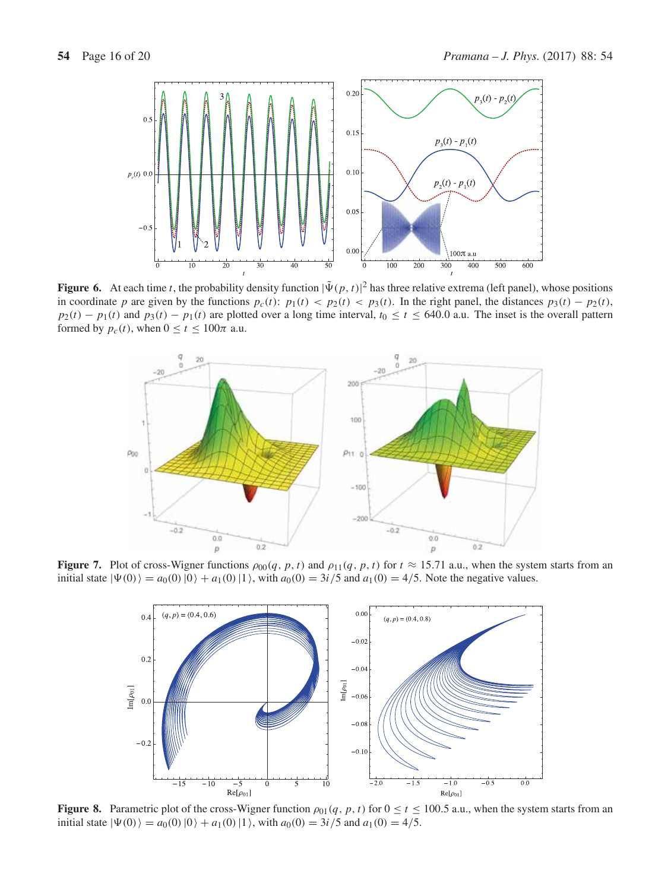**Figure 6.** At each time $t$, the probability density function $|\tilde{\Psi}(p,t)|^2$ has three relative extrema (left panel), whose positions in coordinate $p$ are given by the functions $p_c(t)$: $p_1(t) < p_2(t) < p_3(t)$. In the right panel, the distances $p_3(t) - p_2(t)$, $p_2(t) - p_1(t)$ and $p_3(t) - p_1(t)$ are plotted over a long time interval, $t_0 \leq t \leq 640.0$ a.u. The inset is the overall pattern formed by $p_c(t)$, when $0 \leq t \leq 100\pi$ a.u.

**Figure 7.** Plot of cross-Wigner functions $\rho_{00}(q, p, t)$ and $\rho_{11}(q, p, t)$ for $t \approx 15.71$ a.u., when the system starts from an initial state $|\Psi(0)\rangle = a_0(0)\,|0\rangle + a_1(0)\,|1\rangle$, with $a_0(0) = 3i/5$ and $a_1(0) = 4/5$. Note the negative values.

**Figure 8.** Parametric plot of the cross-Wigner function $\rho_{01}(q, p, t)$ for $0 \leq t \leq 100.5$ a.u., when the system starts from an initial state $|\Psi(0)\rangle = a_0(0)\,|0\rangle + a_1(0)\,|1\rangle$, with $a_0(0) = 3i/5$ and $a_1(0) = 4/5$.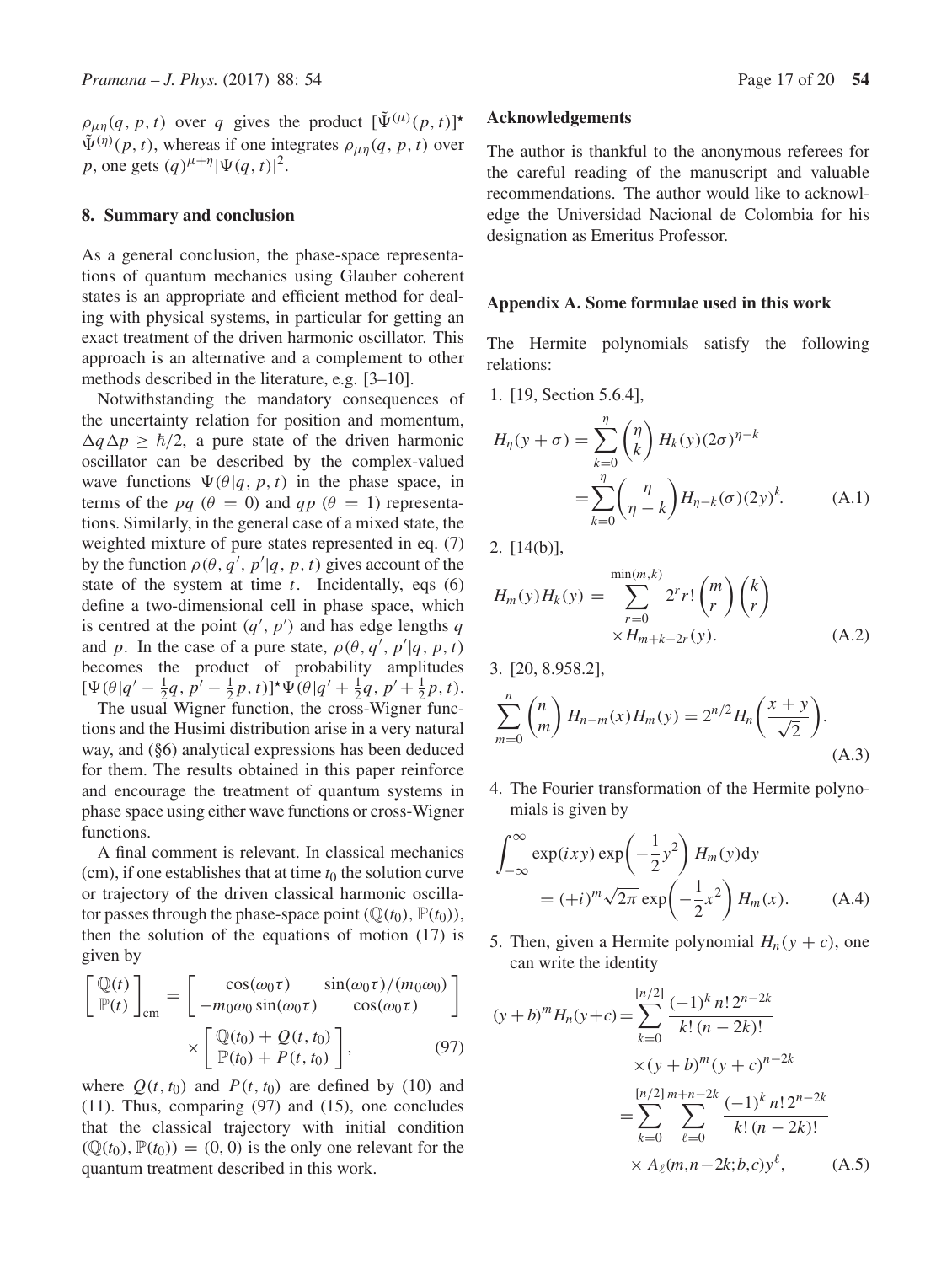$\rho_{\mu\eta}(q, p, t)$ over $q$ gives the product $[\tilde{\Psi}^{(\mu)}(p, t)]^{\star} \tilde{\Psi}^{(\eta)}(p, t)$, whereas if one integrates $\rho_{\mu\eta}(q, p, t)$ over $p$, one gets $(q)^{\mu+\eta}|\Psi(q, t)|^2$.

## 8. Summary and conclusion

As a general conclusion, the phase-space representations of quantum mechanics using Glauber coherent states is an appropriate and efficient method for dealing with physical systems, in particular for getting an exact treatment of the driven harmonic oscillator. This approach is an alternative and a complement to other methods described in the literature, e.g. [3–10].

Notwithstanding the mandatory consequences of the uncertainty relation for position and momentum, $\Delta q \Delta p \geq \hbar/2$, a pure state of the driven harmonic oscillator can be described by the complex-valued wave functions $\Psi(\theta|q, p, t)$ in the phase space, in terms of the $pq$ ($\theta = 0$) and $qp$ ($\theta = 1$) representations. Similarly, in the general case of a mixed state, the weighted mixture of pure states represented in eq. (7) by the function $\rho(\theta, q', p'|q, p, t)$ gives account of the state of the system at time $t$. Incidentally, eqs (6) define a two-dimensional cell in phase space, which is centred at the point $(q', p')$ and has edge lengths $q$ and $p$. In the case of a pure state, $\rho(\theta, q', p'|q, p, t)$ becomes the product of probability amplitudes $[\Psi(\theta|q' - \frac{1}{2}q, p' - \frac{1}{2}p, t)]^{\star}\Psi(\theta|q' + \frac{1}{2}q, p' + \frac{1}{2}p, t)$.

The usual Wigner function, the cross-Wigner functions and the Husimi distribution arise in a very natural way, and (§6) analytical expressions has been deduced for them. The results obtained in this paper reinforce and encourage the treatment of quantum systems in phase space using either wave functions or cross-Wigner functions.

A final comment is relevant. In classical mechanics (cm), if one establishes that at time $t_0$ the solution curve or trajectory of the driven classical harmonic oscillator passes through the phase-space point $(\mathbb{Q}(t_0), \mathbb{P}(t_0))$, then the solution of the equations of motion (17) is given by

$$
\begin{bmatrix} \mathbb{Q}(t) \\ \mathbb{P}(t) \end{bmatrix}_{\text{cm}} = \begin{bmatrix} \cos(\omega_0 \tau) & \sin(\omega_0 \tau)/(m_0 \omega_0) \\ -m_0 \omega_0 \sin(\omega_0 \tau) & \cos(\omega_0 \tau) \end{bmatrix} \times \begin{bmatrix} \mathbb{Q}(t_0) + Q(t, t_0) \\ \mathbb{P}(t_0) + P(t, t_0) \end{bmatrix}, \tag{97}
$$

where $Q(t, t_0)$ and $P(t, t_0)$ are defined by (10) and (11). Thus, comparing (97) and (15), one concludes that the classical trajectory with initial condition $(\mathbb{Q}(t_0), \mathbb{P}(t_0)) = (0, 0)$ is the only one relevant for the quantum treatment described in this work.

## Acknowledgements

The author is thankful to the anonymous referees for the careful reading of the manuscript and valuable recommendations. The author would like to acknowledge the Universidad Nacional de Colombia for his designation as Emeritus Professor.

## Appendix A. Some formulae used in this work

The Hermite polynomials satisfy the following relations:

1. [19, Section 5.6.4],

$$
H_\eta(y + \sigma) = \sum_{k=0}^{\eta} \binom{\eta}{k} H_k(y)(2\sigma)^{\eta-k} = \sum_{k=0}^{\eta} \binom{\eta}{\eta - k} H_{\eta-k}(\sigma)(2y)^k. \tag{A.1}
$$

2. [14(b)],

$$
H_m(y)H_k(y) = \sum_{r=0}^{\min(m,k)} 2^r r! \binom{m}{r} \binom{k}{r} \times H_{m+k-2r}(y). \tag{A.2}
$$

3. [20, 8.958.2],

$$
\sum_{m=0}^{n} \binom{n}{m} H_{n-m}(x)H_m(y) = 2^{n/2} H_n\left(\frac{x + y}{\sqrt{2}}\right). \tag{A.3}
$$

4. The Fourier transformation of the Hermite polynomials is given by

$$
\int_{-\infty}^{\infty} \exp(ixy) \exp\left(-\frac{1}{2}y^2\right) H_m(y) \mathrm{d}y = (+i)^m \sqrt{2\pi} \exp\left(-\frac{1}{2}x^2\right) H_m(x). \tag{A.4}
$$

5. Then, given a Hermite polynomial $H_n(y + c)$, one can write the identity

$$
\begin{aligned}
(y + b)^m H_n(y + c) &= \sum_{k=0}^{[n/2]} \frac{(-1)^k \, n! \, 2^{n-2k}}{k! \, (n - 2k)!} \times (y + b)^m (y + c)^{n-2k} \\
&= \sum_{k=0}^{[n/2]} \sum_{\ell=0}^{m+n-2k} \frac{(-1)^k \, n! \, 2^{n-2k}}{k! \, (n - 2k)!} \times A_\ell(m, n - 2k; b, c) y^\ell,
\end{aligned} \tag{A.5}
$$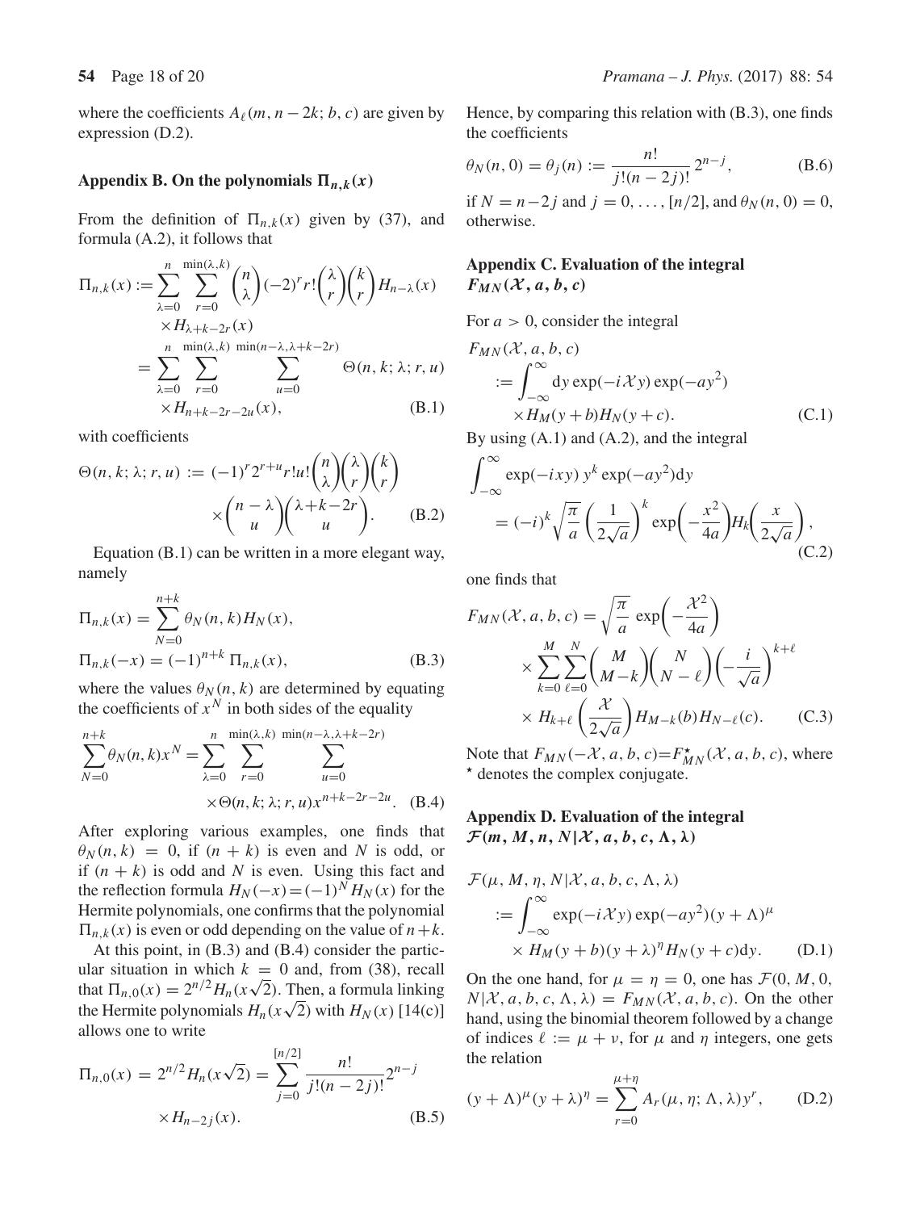where the coefficients $A_\ell(m, n-2k; b, c)$ are given by expression (D.2).

## Appendix B. On the polynomials $\Pi_{n,k}(x)$

From the definition of $\Pi_{n,k}(x)$ given by (37), and formula (A.2), it follows that

$$\begin{aligned}\Pi_{n,k}(x) &:= \sum_{\lambda=0}^{n} \sum_{r=0}^{\min(\lambda,k)} \binom{n}{\lambda} (-2)^r r! \binom{\lambda}{r}\binom{k}{r} H_{n-\lambda}(x) \\ &\quad \times H_{\lambda+k-2r}(x) \\ &= \sum_{\lambda=0}^{n} \sum_{r=0}^{\min(\lambda,k)} \sum_{u=0}^{\min(n-\lambda,\lambda+k-2r)} \Theta(n,k;\lambda;r,u) \\ &\quad \times H_{n+k-2r-2u}(x),\end{aligned} \tag{B.1}$$

with coefficients

$$\Theta(n,k;\lambda;r,u) := (-1)^r 2^{r+u} r! u! \binom{n}{\lambda}\binom{\lambda}{r}\binom{k}{r} \times \binom{n-\lambda}{u}\binom{\lambda+k-2r}{u}. \tag{B.2}$$

Equation (B.1) can be written in a more elegant way, namely

$$\begin{aligned}\Pi_{n,k}(x) &= \sum_{N=0}^{n+k} \theta_N(n,k) H_N(x), \\ \Pi_{n,k}(-x) &= (-1)^{n+k}\, \Pi_{n,k}(x),\end{aligned} \tag{B.3}$$

where the values $\theta_N(n,k)$ are determined by equating the coefficients of $x^N$ in both sides of the equality

$$\sum_{N=0}^{n+k} \theta_N(n,k) x^N = \sum_{\lambda=0}^{n} \sum_{r=0}^{\min(\lambda,k)} \sum_{u=0}^{\min(n-\lambda,\lambda+k-2r)} \times \Theta(n,k;\lambda;r,u) x^{n+k-2r-2u}. \tag{B.4}$$

After exploring various examples, one finds that $\theta_N(n,k) = 0$, if $(n+k)$ is even and $N$ is odd, or if $(n+k)$ is odd and $N$ is even. Using this fact and the reflection formula $H_N(-x) = (-1)^N H_N(x)$ for the Hermite polynomials, one confirms that the polynomial $\Pi_{n,k}(x)$ is even or odd depending on the value of $n+k$.

At this point, in (B.3) and (B.4) consider the particular situation in which $k = 0$ and, from (38), recall that $\Pi_{n,0}(x) = 2^{n/2} H_n(x\sqrt{2})$. Then, a formula linking the Hermite polynomials $H_n(x\sqrt{2})$ with $H_N(x)$ [14(c)] allows one to write

$$\Pi_{n,0}(x) = 2^{n/2} H_n(x\sqrt{2}) = \sum_{j=0}^{[n/2]} \frac{n!}{j!(n-2j)!} 2^{n-j} \times H_{n-2j}(x). \tag{B.5}$$

Hence, by comparing this relation with (B.3), one finds the coefficients

$$\theta_N(n,0) = \theta_j(n) := \frac{n!}{j!(n-2j)!} 2^{n-j}, \tag{B.6}$$

if $N = n-2j$ and $j = 0, \ldots, [n/2]$, and $\theta_N(n,0) = 0$, otherwise.

## Appendix C. Evaluation of the integral $F_{MN}(\mathcal{X}, a, b, c)$

For $a > 0$, consider the integral

$$\begin{aligned}F_{MN}&(\mathcal{X}, a, b, c) \\ &:= \int_{-\infty}^{\infty} \mathrm{d}y \exp(-i\mathcal{X}y) \exp(-ay^2) \\ &\quad \times H_M(y+b) H_N(y+c).\end{aligned} \tag{C.1}$$

By using (A.1) and (A.2), and the integral

$$\int_{-\infty}^{\infty} \exp(-ixy)\, y^k \exp(-ay^2) \mathrm{d}y = (-i)^k \sqrt{\frac{\pi}{a}} \left(\frac{1}{2\sqrt{a}}\right)^k \exp\!\left(-\frac{x^2}{4a}\right) H_k\!\left(\frac{x}{2\sqrt{a}}\right), \tag{C.2}$$

one finds that

$$\begin{aligned}F_{MN}(\mathcal{X}, a, b, c) &= \sqrt{\frac{\pi}{a}} \exp\!\left(-\frac{\mathcal{X}^2}{4a}\right) \\ &\quad \times \sum_{k=0}^{M} \sum_{\ell=0}^{N} \binom{M}{M-k}\binom{N}{N-\ell} \left(-\frac{i}{\sqrt{a}}\right)^{k+\ell} \\ &\quad \times H_{k+\ell}\!\left(\frac{\mathcal{X}}{2\sqrt{a}}\right) H_{M-k}(b) H_{N-\ell}(c).\end{aligned} \tag{C.3}$$

Note that $F_{MN}(-\mathcal{X}, a, b, c) = F^{\star}_{MN}(\mathcal{X}, a, b, c)$, where $\star$ denotes the complex conjugate.

## Appendix D. Evaluation of the integral $\mathcal{F}(m, M, n, N|\mathcal{X}, a, b, c, \Lambda, \lambda)$

$$\begin{aligned}\mathcal{F}&(\mu, M, \eta, N|\mathcal{X}, a, b, c, \Lambda, \lambda) \\ &:= \int_{-\infty}^{\infty} \exp(-i\mathcal{X}y) \exp(-ay^2)(y+\Lambda)^{\mu} \\ &\quad \times H_M(y+b)(y+\lambda)^{\eta} H_N(y+c) \mathrm{d}y.\end{aligned} \tag{D.1}$$

On the one hand, for $\mu = \eta = 0$, one has $\mathcal{F}(0, M, 0, N|\mathcal{X}, a, b, c, \Lambda, \lambda) = F_{MN}(\mathcal{X}, a, b, c)$. On the other hand, using the binomial theorem followed by a change of indices $\ell := \mu + \nu$, for $\mu$ and $\eta$ integers, one gets the relation

$$(y+\Lambda)^{\mu}(y+\lambda)^{\eta} = \sum_{r=0}^{\mu+\eta} A_r(\mu, \eta; \Lambda, \lambda) y^r, \tag{D.2}$$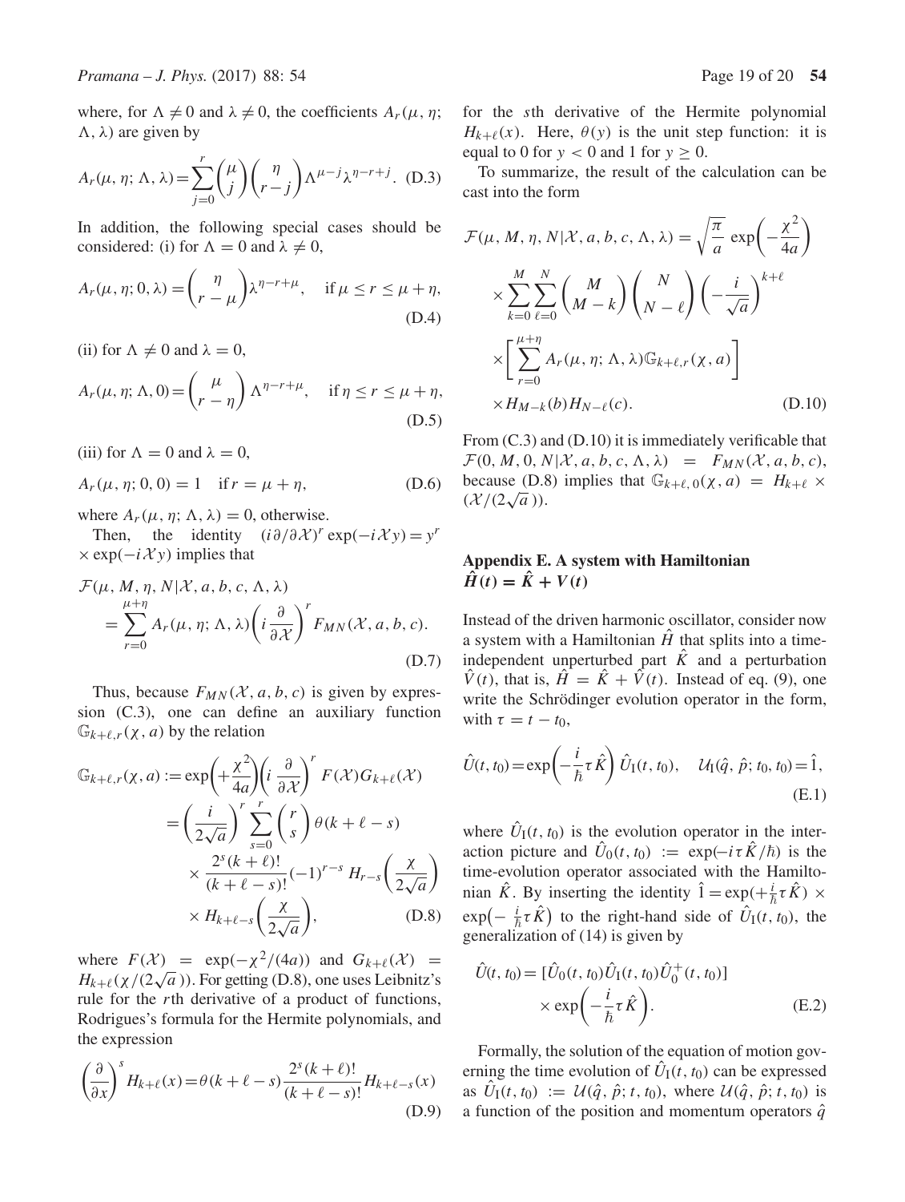where, for $\Lambda \neq 0$ and $\lambda \neq 0$, the coefficients $A_r(\mu, \eta; \Lambda, \lambda)$ are given by

$$A_r(\mu, \eta; \Lambda, \lambda) = \sum_{j=0}^{r} \binom{\mu}{j} \binom{\eta}{r-j} \Lambda^{\mu-j} \lambda^{\eta-r+j}. \quad \text{(D.3)}$$

In addition, the following special cases should be considered: (i) for $\Lambda = 0$ and $\lambda \neq 0$,

$$A_r(\mu, \eta; 0, \lambda) = \binom{\eta}{r-\mu} \lambda^{\eta-r+\mu}, \quad \text{if } \mu \leq r \leq \mu + \eta, \quad \text{(D.4)}$$

(ii) for $\Lambda \neq 0$ and $\lambda = 0$,

$$A_r(\mu, \eta; \Lambda, 0) = \binom{\mu}{r-\eta} \Lambda^{\eta-r+\mu}, \quad \text{if } \eta \leq r \leq \mu + \eta, \quad \text{(D.5)}$$

(iii) for $\Lambda = 0$ and $\lambda = 0$,

$$A_r(\mu, \eta; 0, 0) = 1 \quad \text{if } r = \mu + \eta, \quad \text{(D.6)}$$

where $A_r(\mu, \eta; \Lambda, \lambda) = 0$, otherwise.

Then, the identity $(i\partial/\partial\mathcal{X})^r \exp(-i\mathcal{X}y) = y^r \times \exp(-i\mathcal{X}y)$ implies that

$$\begin{aligned}
&\mathcal{F}(\mu, M, \eta, N|\mathcal{X}, a, b, c, \Lambda, \lambda) \\
&\quad = \sum_{r=0}^{\mu+\eta} A_r(\mu, \eta; \Lambda, \lambda) \left( i \frac{\partial}{\partial \mathcal{X}} \right)^r F_{MN}(\mathcal{X}, a, b, c).
\end{aligned} \quad \text{(D.7)}$$

Thus, because $F_{MN}(\mathcal{X}, a, b, c)$ is given by expression (C.3), one can define an auxiliary function $\mathbb{G}_{k+\ell,r}(\chi, a)$ by the relation

$$\begin{aligned}
\mathbb{G}_{k+\ell,r}(\chi, a) &:= \exp\left(+\frac{\chi^2}{4a}\right) \left( i \frac{\partial}{\partial \mathcal{X}} \right)^r F(\mathcal{X}) G_{k+\ell}(\mathcal{X}) \\
&= \left( \frac{i}{2\sqrt{a}} \right)^r \sum_{s=0}^{r} \binom{r}{s} \theta(k + \ell - s) \\
&\quad \times \frac{2^s (k+\ell)!}{(k+\ell-s)!} (-1)^{r-s} H_{r-s}\left( \frac{\chi}{2\sqrt{a}} \right) \\
&\quad \times H_{k+\ell-s}\left( \frac{\chi}{2\sqrt{a}} \right),
\end{aligned} \quad \text{(D.8)}$$

where $F(\mathcal{X}) = \exp(-\chi^2/(4a))$ and $G_{k+\ell}(\mathcal{X}) = H_{k+\ell}(\chi/(2\sqrt{a}))$. For getting (D.8), one uses Leibnitz's rule for the $r$th derivative of a product of functions, Rodrigues's formula for the Hermite polynomials, and the expression

$$\left( \frac{\partial}{\partial x} \right)^s H_{k+\ell}(x) = \theta(k + \ell - s) \frac{2^s (k+\ell)!}{(k+\ell-s)!} H_{k+\ell-s}(x) \quad \text{(D.9)}$$

for the $s$th derivative of the Hermite polynomial $H_{k+\ell}(x)$. Here, $\theta(y)$ is the unit step function: it is equal to 0 for $y < 0$ and 1 for $y \geq 0$.

To summarize, the result of the calculation can be cast into the form

$$\begin{aligned}
&\mathcal{F}(\mu, M, \eta, N|\mathcal{X}, a, b, c, \Lambda, \lambda) = \sqrt{\frac{\pi}{a}} \exp\left( -\frac{\chi^2}{4a} \right) \\
&\quad \times \sum_{k=0}^{M} \sum_{\ell=0}^{N} \binom{M}{M-k} \binom{N}{N-\ell} \left( -\frac{i}{\sqrt{a}} \right)^{k+\ell} \\
&\quad \times \left[ \sum_{r=0}^{\mu+\eta} A_r(\mu, \eta; \Lambda, \lambda) \mathbb{G}_{k+\ell,r}(\chi, a) \right] \\
&\quad \times H_{M-k}(b) H_{N-\ell}(c).
\end{aligned} \quad \text{(D.10)}$$

From (C.3) and (D.10) it is immediately verificable that $\mathcal{F}(0, M, 0, N|\mathcal{X}, a, b, c, \Lambda, \lambda) = F_{MN}(\mathcal{X}, a, b, c)$, because (D.8) implies that $\mathbb{G}_{k+\ell,0}(\chi, a) = H_{k+\ell} \times (\mathcal{X}/(2\sqrt{a}))$.

## Appendix E. A system with Hamiltonian $\hat{H}(t) = \hat{K} + V(t)$

Instead of the driven harmonic oscillator, consider now a system with a Hamiltonian $\hat{H}$ that splits into a time-independent unperturbed part $\hat{K}$ and a perturbation $\hat{V}(t)$, that is, $\hat{H} = \hat{K} + \hat{V}(t)$. Instead of eq. (9), one write the Schrödinger evolution operator in the form, with $\tau = t - t_0$,

$$\hat{U}(t, t_0) = \exp\left( -\frac{i}{\hbar} \tau \hat{K} \right) \hat{U}_{\mathrm{I}}(t, t_0), \quad \mathcal{U}_{\mathrm{I}}(\hat{q}, \hat{p}; t_0, t_0) = \hat{1}, \quad \text{(E.1)}$$

where $\hat{U}_{\mathrm{I}}(t, t_0)$ is the evolution operator in the interaction picture and $\hat{U}_0(t, t_0) := \exp(-i\tau\hat{K}/\hbar)$ is the time-evolution operator associated with the Hamiltonian $\hat{K}$. By inserting the identity $\hat{1} = \exp(+\frac{i}{\hbar}\tau\hat{K}) \times \exp\left(-\frac{i}{\hbar}\tau\hat{K}\right)$ to the right-hand side of $\hat{U}_{\mathrm{I}}(t, t_0)$, the generalization of (14) is given by

$$\begin{aligned}
\hat{U}(t, t_0) &= [\hat{U}_0(t, t_0) \hat{U}_{\mathrm{I}}(t, t_0) \hat{U}_0^{+}(t, t_0)] \\
&\quad \times \exp\left( -\frac{i}{\hbar} \tau \hat{K} \right).
\end{aligned} \quad \text{(E.2)}$$

Formally, the solution of the equation of motion governing the time evolution of $\hat{U}_{\mathrm{I}}(t, t_0)$ can be expressed as $\hat{U}_{\mathrm{I}}(t, t_0) := \mathcal{U}(\hat{q}, \hat{p}; t, t_0)$, where $\mathcal{U}(\hat{q}, \hat{p}; t, t_0)$ is a function of the position and momentum operators $\hat{q}$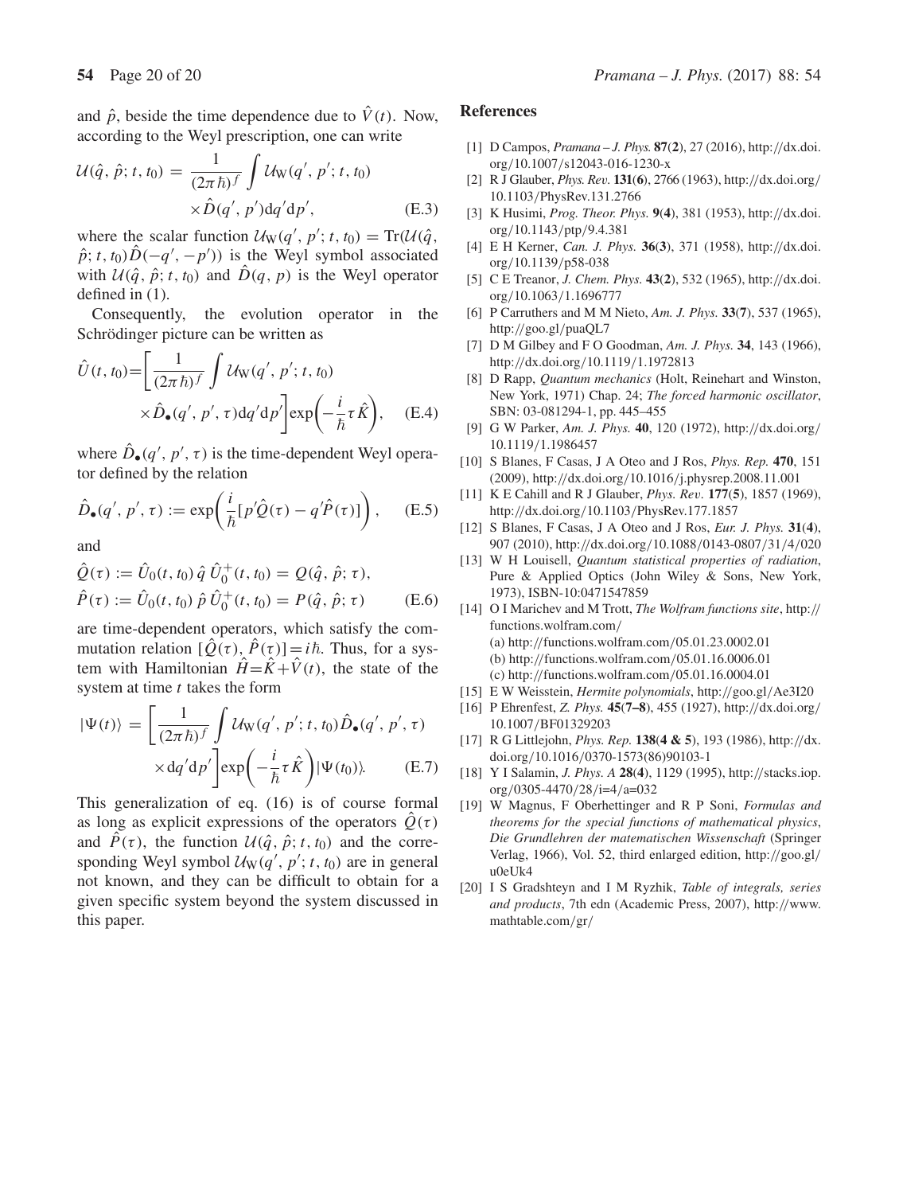and $\hat{p}$, beside the time dependence due to $\hat{V}(t)$. Now, according to the Weyl prescription, one can write

$$\mathcal{U}(\hat{q}, \hat{p}; t, t_0) = \frac{1}{(2\pi\hbar)^f} \int \mathcal{U}_{\rm W}(q', p'; t, t_0) \times \hat{D}(q', p') {\rm d}q' {\rm d}p', \tag{E.3}$$

where the scalar function $\mathcal{U}_{\rm W}(q', p'; t, t_0) = {\rm Tr}(\mathcal{U}(\hat{q}, \hat{p}; t, t_0)\hat{D}(-q', -p'))$ is the Weyl symbol associated with $\mathcal{U}(\hat{q}, \hat{p}; t, t_0)$ and $\hat{D}(q, p)$ is the Weyl operator defined in (1).

Consequently, the evolution operator in the Schrödinger picture can be written as

$$\hat{U}(t, t_0) = \left[\frac{1}{(2\pi\hbar)^f} \int \mathcal{U}_{\rm W}(q', p'; t, t_0) \times \hat{D}_\bullet(q', p', \tau) {\rm d}q' {\rm d}p'\right] \exp\left(-\frac{i}{\hbar}\tau\hat{K}\right), \tag{E.4}$$

where $\hat{D}_\bullet(q', p', \tau)$ is the time-dependent Weyl operator defined by the relation

$$\hat{D}_\bullet(q', p', \tau) := \exp\left(\frac{i}{\hbar}[p'\hat{Q}(\tau) - q'\hat{P}(\tau)]\right), \tag{E.5}$$

and

$$\hat{Q}(\tau) := \hat{U}_0(t, t_0)\, \hat{q}\, \hat{U}_0^+(t, t_0) = Q(\hat{q}, \hat{p}; \tau),$$
$$\hat{P}(\tau) := \hat{U}_0(t, t_0)\, \hat{p}\, \hat{U}_0^+(t, t_0) = P(\hat{q}, \hat{p}; \tau) \tag{E.6}$$

are time-dependent operators, which satisfy the commutation relation $[\hat{Q}(\tau), \hat{P}(\tau)] = i\hbar$. Thus, for a system with Hamiltonian $\hat{H} = \hat{K} + \hat{V}(t)$, the state of the system at time $t$ takes the form

$$|\Psi(t)\rangle = \left[\frac{1}{(2\pi\hbar)^f} \int \mathcal{U}_{\rm W}(q', p'; t, t_0)\hat{D}_\bullet(q', p', \tau) \times {\rm d}q' {\rm d}p'\right] \exp\left(-\frac{i}{\hbar}\tau\hat{K}\right)|\Psi(t_0)\rangle. \tag{E.7}$$

This generalization of eq. (16) is of course formal as long as explicit expressions of the operators $\hat{Q}(\tau)$ and $\hat{P}(\tau)$, the function $\mathcal{U}(\hat{q}, \hat{p}; t, t_0)$ and the corresponding Weyl symbol $\mathcal{U}_{\rm W}(q', p'; t, t_0)$ are in general not known, and they can be difficult to obtain for a given specific system beyond the system discussed in this paper.

## References

[1] D Campos, *Pramana – J. Phys.* **87**(**2**), 27 (2016), http://dx.doi.org/10.1007/s12043-016-1230-x

[2] R J Glauber, *Phys. Rev.* **131**(**6**), 2766 (1963), http://dx.doi.org/10.1103/PhysRev.131.2766

[3] K Husimi, *Prog. Theor. Phys.* **9**(**4**), 381 (1953), http://dx.doi.org/10.1143/ptp/9.4.381

[4] E H Kerner, *Can. J. Phys.* **36**(**3**), 371 (1958), http://dx.doi.org/10.1139/p58-038

[5] C E Treanor, *J. Chem. Phys.* **43**(**2**), 532 (1965), http://dx.doi.org/10.1063/1.1696777

[6] P Carruthers and M M Nieto, *Am. J. Phys.* **33**(**7**), 537 (1965), http://goo.gl/puaQL7

[7] D M Gilbey and F O Goodman, *Am. J. Phys.* **34**, 143 (1966), http://dx.doi.org/10.1119/1.1972813

[8] D Rapp, *Quantum mechanics* (Holt, Reinehart and Winston, New York, 1971) Chap. 24; *The forced harmonic oscillator*, SBN: 03-081294-1, pp. 445–455

[9] G W Parker, *Am. J. Phys.* **40**, 120 (1972), http://dx.doi.org/10.1119/1.1986457

[10] S Blanes, F Casas, J A Oteo and J Ros, *Phys. Rep.* **470**, 151 (2009), http://dx.doi.org/10.1016/j.physrep.2008.11.001

[11] K E Cahill and R J Glauber, *Phys. Rev.* **177**(**5**), 1857 (1969), http://dx.doi.org/10.1103/PhysRev.177.1857

[12] S Blanes, F Casas, J A Oteo and J Ros, *Eur. J. Phys.* **31**(**4**), 907 (2010), http://dx.doi.org/10.1088/0143-0807/31/4/020

[13] W H Louisell, *Quantum statistical properties of radiation*, Pure & Applied Optics (John Wiley & Sons, New York, 1973), ISBN-10:0471547859

[14] O I Marichev and M Trott, *The Wolfram functions site*, http://functions.wolfram.com/
(a) http://functions.wolfram.com/05.01.23.0002.01
(b) http://functions.wolfram.com/05.01.16.0006.01
(c) http://functions.wolfram.com/05.01.16.0004.01

[15] E W Weisstein, *Hermite polynomials*, http://goo.gl/Ae3I20

[16] P Ehrenfest, *Z. Phys.* **45**(**7–8**), 455 (1927), http://dx.doi.org/10.1007/BF01329203

[17] R G Littlejohn, *Phys. Rep.* **138**(**4 & 5**), 193 (1986), http://dx.doi.org/10.1016/0370-1573(86)90103-1

[18] Y I Salamin, *J. Phys. A* **28**(**4**), 1129 (1995), http://stacks.iop.org/0305-4470/28/i=4/a=032

[19] W Magnus, F Oberhettinger and R P Soni, *Formulas and theorems for the special functions of mathematical physics*, *Die Grundlehren der matematischen Wissenschaft* (Springer Verlag, 1966), Vol. 52, third enlarged edition, http://goo.gl/u0eUk4

[20] I S Gradshteyn and I M Ryzhik, *Table of integrals, series and products*, 7th edn (Academic Press, 2007), http://www.mathtable.com/gr/